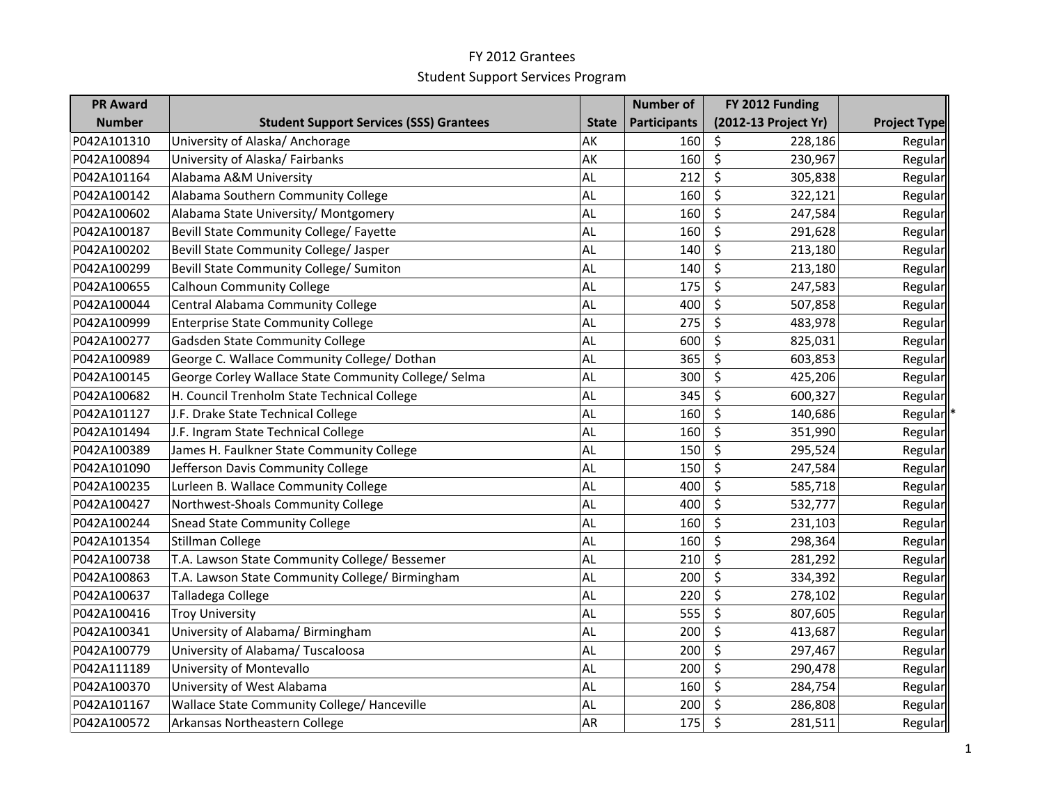# FY 2012 Grantees

## Student Support Services Program

| PR Award Number | Student Support Services (SSS) Grantees | State | Number of Participants | FY 2012 Funding (2012-13 Project Yr) | Project Type |
|---|---|---|---|---|---|
| P042A101310 | University of Alaska/ Anchorage | AK | 160 | $ 228,186 | Regular |
| P042A100894 | University of Alaska/ Fairbanks | AK | 160 | $ 230,967 | Regular |
| P042A101164 | Alabama A&M University | AL | 212 | $ 305,838 | Regular |
| P042A100142 | Alabama Southern Community College | AL | 160 | $ 322,121 | Regular |
| P042A100602 | Alabama State University/ Montgomery | AL | 160 | $ 247,584 | Regular |
| P042A100187 | Bevill State Community College/ Fayette | AL | 160 | $ 291,628 | Regular |
| P042A100202 | Bevill State Community College/ Jasper | AL | 140 | $ 213,180 | Regular |
| P042A100299 | Bevill State Community College/ Sumiton | AL | 140 | $ 213,180 | Regular |
| P042A100655 | Calhoun Community College | AL | 175 | $ 247,583 | Regular |
| P042A100044 | Central Alabama Community College | AL | 400 | $ 507,858 | Regular |
| P042A100999 | Enterprise State Community College | AL | 275 | $ 483,978 | Regular |
| P042A100277 | Gadsden State Community College | AL | 600 | $ 825,031 | Regular |
| P042A100989 | George C. Wallace Community College/ Dothan | AL | 365 | $ 603,853 | Regular |
| P042A100145 | George Corley Wallace State Community College/ Selma | AL | 300 | $ 425,206 | Regular |
| P042A100682 | H. Council Trenholm State Technical College | AL | 345 | $ 600,327 | Regular |
| P042A101127 | J.F. Drake State Technical College | AL | 160 | $ 140,686 | Regular * |
| P042A101494 | J.F. Ingram State Technical College | AL | 160 | $ 351,990 | Regular |
| P042A100389 | James H. Faulkner State Community College | AL | 150 | $ 295,524 | Regular |
| P042A101090 | Jefferson Davis Community College | AL | 150 | $ 247,584 | Regular |
| P042A100235 | Lurleen B. Wallace Community College | AL | 400 | $ 585,718 | Regular |
| P042A100427 | Northwest-Shoals Community College | AL | 400 | $ 532,777 | Regular |
| P042A100244 | Snead State Community College | AL | 160 | $ 231,103 | Regular |
| P042A101354 | Stillman College | AL | 160 | $ 298,364 | Regular |
| P042A100738 | T.A. Lawson State Community College/ Bessemer | AL | 210 | $ 281,292 | Regular |
| P042A100863 | T.A. Lawson State Community College/ Birmingham | AL | 200 | $ 334,392 | Regular |
| P042A100637 | Talladega College | AL | 220 | $ 278,102 | Regular |
| P042A100416 | Troy University | AL | 555 | $ 807,605 | Regular |
| P042A100341 | University of Alabama/ Birmingham | AL | 200 | $ 413,687 | Regular |
| P042A100779 | University of Alabama/ Tuscaloosa | AL | 200 | $ 297,467 | Regular |
| P042A111189 | University of Montevallo | AL | 200 | $ 290,478 | Regular |
| P042A100370 | University of West Alabama | AL | 160 | $ 284,754 | Regular |
| P042A101167 | Wallace State Community College/ Hanceville | AL | 200 | $ 286,808 | Regular |
| P042A100572 | Arkansas Northeastern College | AR | 175 | $ 281,511 | Regular |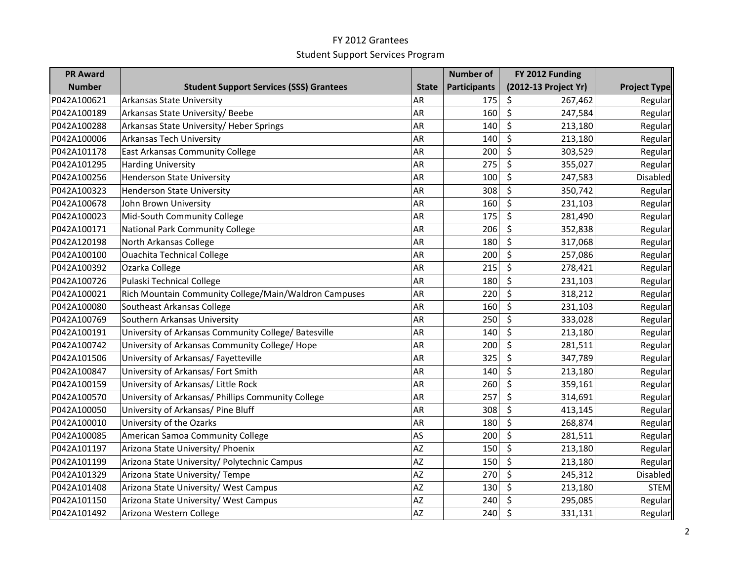# FY 2012 Grantees

## Student Support Services Program

| PR Award Number | Student Support Services (SSS) Grantees | State | Number of Participants | FY 2012 Funding (2012-13 Project Yr) | Project Type |
|---|---|---|---|---|---|
| P042A100621 | Arkansas State University | AR | 175 | $ 267,462 | Regular |
| P042A100189 | Arkansas State University/ Beebe | AR | 160 | $ 247,584 | Regular |
| P042A100288 | Arkansas State University/ Heber Springs | AR | 140 | $ 213,180 | Regular |
| P042A100006 | Arkansas Tech University | AR | 140 | $ 213,180 | Regular |
| P042A101178 | East Arkansas Community College | AR | 200 | $ 303,529 | Regular |
| P042A101295 | Harding University | AR | 275 | $ 355,027 | Regular |
| P042A100256 | Henderson State University | AR | 100 | $ 247,583 | Disabled |
| P042A100323 | Henderson State University | AR | 308 | $ 350,742 | Regular |
| P042A100678 | John Brown University | AR | 160 | $ 231,103 | Regular |
| P042A100023 | Mid-South Community College | AR | 175 | $ 281,490 | Regular |
| P042A100171 | National Park Community College | AR | 206 | $ 352,838 | Regular |
| P042A120198 | North Arkansas College | AR | 180 | $ 317,068 | Regular |
| P042A100100 | Ouachita Technical College | AR | 200 | $ 257,086 | Regular |
| P042A100392 | Ozarka College | AR | 215 | $ 278,421 | Regular |
| P042A100726 | Pulaski Technical College | AR | 180 | $ 231,103 | Regular |
| P042A100021 | Rich Mountain Community College/Main/Waldron Campuses | AR | 220 | $ 318,212 | Regular |
| P042A100080 | Southeast Arkansas College | AR | 160 | $ 231,103 | Regular |
| P042A100769 | Southern Arkansas University | AR | 250 | $ 333,028 | Regular |
| P042A100191 | University of Arkansas Community College/ Batesville | AR | 140 | $ 213,180 | Regular |
| P042A100742 | University of Arkansas Community College/ Hope | AR | 200 | $ 281,511 | Regular |
| P042A101506 | University of Arkansas/ Fayetteville | AR | 325 | $ 347,789 | Regular |
| P042A100847 | University of Arkansas/ Fort Smith | AR | 140 | $ 213,180 | Regular |
| P042A100159 | University of Arkansas/ Little Rock | AR | 260 | $ 359,161 | Regular |
| P042A100570 | University of Arkansas/ Phillips Community College | AR | 257 | $ 314,691 | Regular |
| P042A100050 | University of Arkansas/ Pine Bluff | AR | 308 | $ 413,145 | Regular |
| P042A100010 | University of the Ozarks | AR | 180 | $ 268,874 | Regular |
| P042A100085 | American Samoa Community College | AS | 200 | $ 281,511 | Regular |
| P042A101197 | Arizona State University/ Phoenix | AZ | 150 | $ 213,180 | Regular |
| P042A101199 | Arizona State University/ Polytechnic Campus | AZ | 150 | $ 213,180 | Regular |
| P042A101329 | Arizona State University/ Tempe | AZ | 270 | $ 245,312 | Disabled |
| P042A101408 | Arizona State University/ West Campus | AZ | 130 | $ 213,180 | STEM |
| P042A101150 | Arizona State University/ West Campus | AZ | 240 | $ 295,085 | Regular |
| P042A101492 | Arizona Western College | AZ | 240 | $ 331,131 | Regular |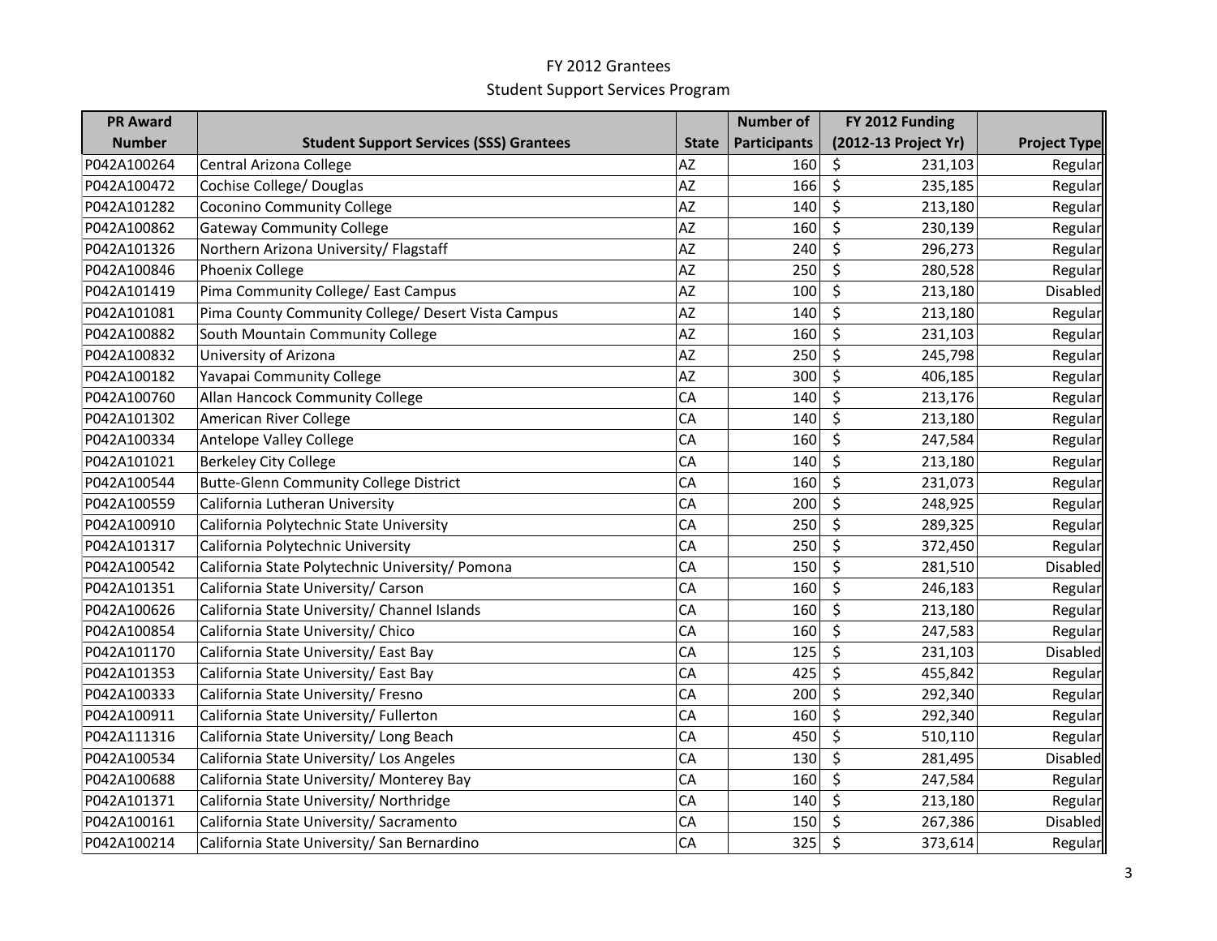# FY 2012 Grantees

## Student Support Services Program

| PR Award Number | Student Support Services (SSS) Grantees | State | Number of Participants | FY 2012 Funding (2012-13 Project Yr) | Project Type |
|---|---|---|---|---|---|
| P042A100264 | Central Arizona College | AZ | 160 | $ 231,103 | Regular |
| P042A100472 | Cochise College/ Douglas | AZ | 166 | $ 235,185 | Regular |
| P042A101282 | Coconino Community College | AZ | 140 | $ 213,180 | Regular |
| P042A100862 | Gateway Community College | AZ | 160 | $ 230,139 | Regular |
| P042A101326 | Northern Arizona University/ Flagstaff | AZ | 240 | $ 296,273 | Regular |
| P042A100846 | Phoenix College | AZ | 250 | $ 280,528 | Regular |
| P042A101419 | Pima Community College/ East Campus | AZ | 100 | $ 213,180 | Disabled |
| P042A101081 | Pima County Community College/ Desert Vista Campus | AZ | 140 | $ 213,180 | Regular |
| P042A100882 | South Mountain Community College | AZ | 160 | $ 231,103 | Regular |
| P042A100832 | University of Arizona | AZ | 250 | $ 245,798 | Regular |
| P042A100182 | Yavapai Community College | AZ | 300 | $ 406,185 | Regular |
| P042A100760 | Allan Hancock Community College | CA | 140 | $ 213,176 | Regular |
| P042A101302 | American River College | CA | 140 | $ 213,180 | Regular |
| P042A100334 | Antelope Valley College | CA | 160 | $ 247,584 | Regular |
| P042A101021 | Berkeley City College | CA | 140 | $ 213,180 | Regular |
| P042A100544 | Butte-Glenn Community College District | CA | 160 | $ 231,073 | Regular |
| P042A100559 | California Lutheran University | CA | 200 | $ 248,925 | Regular |
| P042A100910 | California Polytechnic State University | CA | 250 | $ 289,325 | Regular |
| P042A101317 | California Polytechnic University | CA | 250 | $ 372,450 | Regular |
| P042A100542 | California State Polytechnic University/ Pomona | CA | 150 | $ 281,510 | Disabled |
| P042A101351 | California State University/ Carson | CA | 160 | $ 246,183 | Regular |
| P042A100626 | California State University/ Channel Islands | CA | 160 | $ 213,180 | Regular |
| P042A100854 | California State University/ Chico | CA | 160 | $ 247,583 | Regular |
| P042A101170 | California State University/ East Bay | CA | 125 | $ 231,103 | Disabled |
| P042A101353 | California State University/ East Bay | CA | 425 | $ 455,842 | Regular |
| P042A100333 | California State University/ Fresno | CA | 200 | $ 292,340 | Regular |
| P042A100911 | California State University/ Fullerton | CA | 160 | $ 292,340 | Regular |
| P042A111316 | California State University/ Long Beach | CA | 450 | $ 510,110 | Regular |
| P042A100534 | California State University/ Los Angeles | CA | 130 | $ 281,495 | Disabled |
| P042A100688 | California State University/ Monterey Bay | CA | 160 | $ 247,584 | Regular |
| P042A101371 | California State University/ Northridge | CA | 140 | $ 213,180 | Regular |
| P042A100161 | California State University/ Sacramento | CA | 150 | $ 267,386 | Disabled |
| P042A100214 | California State University/ San Bernardino | CA | 325 | $ 373,614 | Regular |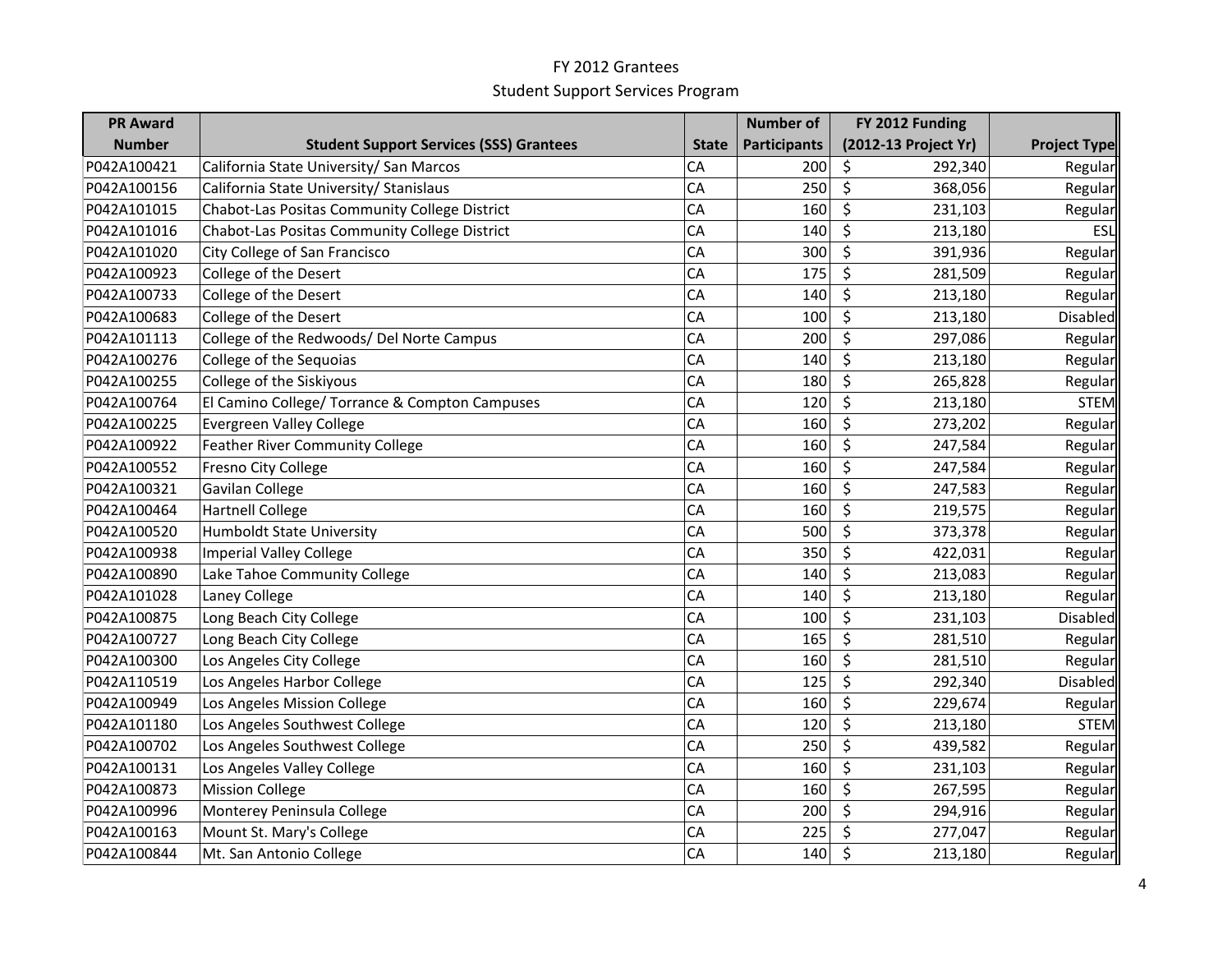FY 2012 Grantees

Student Support Services Program

| PR Award Number | Student Support Services (SSS) Grantees | State | Number of Participants | FY 2012 Funding (2012-13 Project Yr) | Project Type |
|---|---|---|---|---|---|
| P042A100421 | California State University/ San Marcos | CA | 200 | $ 292,340 | Regular |
| P042A100156 | California State University/ Stanislaus | CA | 250 | $ 368,056 | Regular |
| P042A101015 | Chabot-Las Positas Community College District | CA | 160 | $ 231,103 | Regular |
| P042A101016 | Chabot-Las Positas Community College District | CA | 140 | $ 213,180 | ESL |
| P042A101020 | City College of San Francisco | CA | 300 | $ 391,936 | Regular |
| P042A100923 | College of the Desert | CA | 175 | $ 281,509 | Regular |
| P042A100733 | College of the Desert | CA | 140 | $ 213,180 | Regular |
| P042A100683 | College of the Desert | CA | 100 | $ 213,180 | Disabled |
| P042A101113 | College of the Redwoods/ Del Norte Campus | CA | 200 | $ 297,086 | Regular |
| P042A100276 | College of the Sequoias | CA | 140 | $ 213,180 | Regular |
| P042A100255 | College of the Siskiyous | CA | 180 | $ 265,828 | Regular |
| P042A100764 | El Camino College/ Torrance & Compton Campuses | CA | 120 | $ 213,180 | STEM |
| P042A100225 | Evergreen Valley College | CA | 160 | $ 273,202 | Regular |
| P042A100922 | Feather River Community College | CA | 160 | $ 247,584 | Regular |
| P042A100552 | Fresno City College | CA | 160 | $ 247,584 | Regular |
| P042A100321 | Gavilan College | CA | 160 | $ 247,583 | Regular |
| P042A100464 | Hartnell College | CA | 160 | $ 219,575 | Regular |
| P042A100520 | Humboldt State University | CA | 500 | $ 373,378 | Regular |
| P042A100938 | Imperial Valley College | CA | 350 | $ 422,031 | Regular |
| P042A100890 | Lake Tahoe Community College | CA | 140 | $ 213,083 | Regular |
| P042A101028 | Laney College | CA | 140 | $ 213,180 | Regular |
| P042A100875 | Long Beach City College | CA | 100 | $ 231,103 | Disabled |
| P042A100727 | Long Beach City College | CA | 165 | $ 281,510 | Regular |
| P042A100300 | Los Angeles City College | CA | 160 | $ 281,510 | Regular |
| P042A110519 | Los Angeles Harbor College | CA | 125 | $ 292,340 | Disabled |
| P042A100949 | Los Angeles Mission College | CA | 160 | $ 229,674 | Regular |
| P042A101180 | Los Angeles Southwest College | CA | 120 | $ 213,180 | STEM |
| P042A100702 | Los Angeles Southwest College | CA | 250 | $ 439,582 | Regular |
| P042A100131 | Los Angeles Valley College | CA | 160 | $ 231,103 | Regular |
| P042A100873 | Mission College | CA | 160 | $ 267,595 | Regular |
| P042A100996 | Monterey Peninsula College | CA | 200 | $ 294,916 | Regular |
| P042A100163 | Mount St. Mary's College | CA | 225 | $ 277,047 | Regular |
| P042A100844 | Mt. San Antonio College | CA | 140 | $ 213,180 | Regular |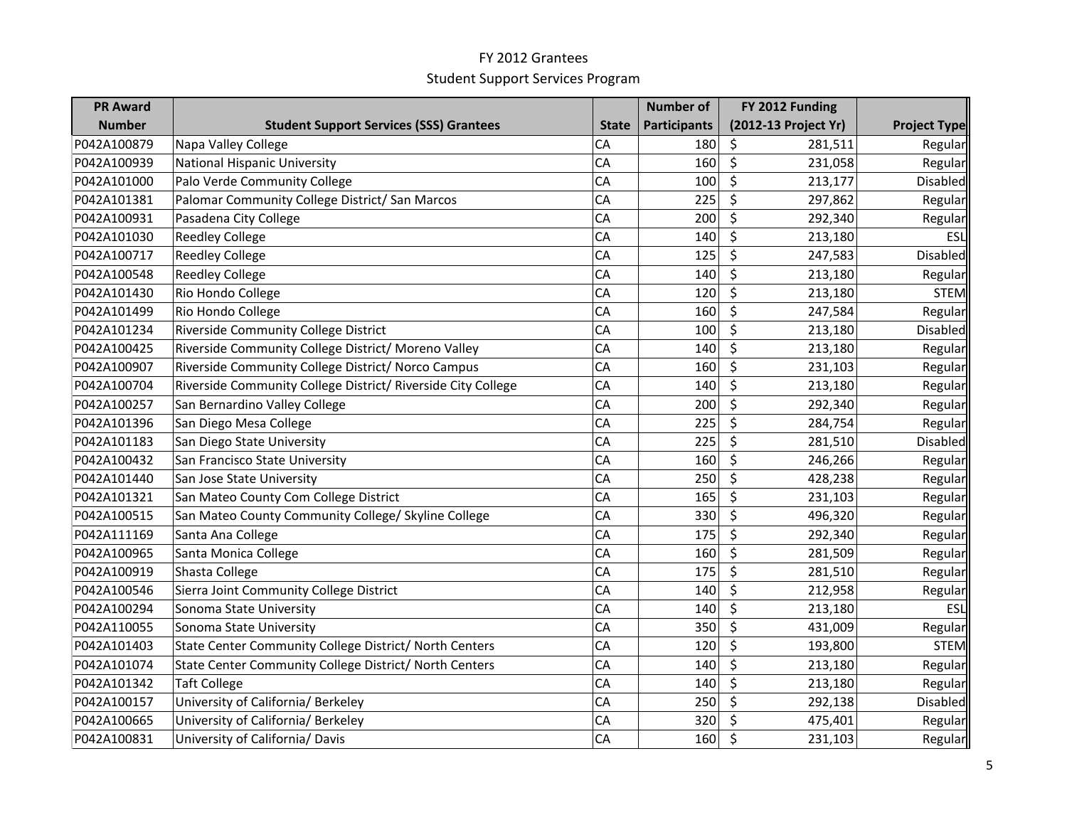# FY 2012 Grantees

## Student Support Services Program

| PR Award Number | Student Support Services (SSS) Grantees | State | Number of Participants | FY 2012 Funding (2012-13 Project Yr) | Project Type |
|---|---|---|---|---|---|
| P042A100879 | Napa Valley College | CA | 180 | $ 281,511 | Regular |
| P042A100939 | National Hispanic University | CA | 160 | $ 231,058 | Regular |
| P042A101000 | Palo Verde Community College | CA | 100 | $ 213,177 | Disabled |
| P042A101381 | Palomar Community College District/ San Marcos | CA | 225 | $ 297,862 | Regular |
| P042A100931 | Pasadena City College | CA | 200 | $ 292,340 | Regular |
| P042A101030 | Reedley College | CA | 140 | $ 213,180 | ESL |
| P042A100717 | Reedley College | CA | 125 | $ 247,583 | Disabled |
| P042A100548 | Reedley College | CA | 140 | $ 213,180 | Regular |
| P042A101430 | Rio Hondo College | CA | 120 | $ 213,180 | STEM |
| P042A101499 | Rio Hondo College | CA | 160 | $ 247,584 | Regular |
| P042A101234 | Riverside Community College District | CA | 100 | $ 213,180 | Disabled |
| P042A100425 | Riverside Community College District/ Moreno Valley | CA | 140 | $ 213,180 | Regular |
| P042A100907 | Riverside Community College District/ Norco Campus | CA | 160 | $ 231,103 | Regular |
| P042A100704 | Riverside Community College District/ Riverside City College | CA | 140 | $ 213,180 | Regular |
| P042A100257 | San Bernardino Valley College | CA | 200 | $ 292,340 | Regular |
| P042A101396 | San Diego Mesa College | CA | 225 | $ 284,754 | Regular |
| P042A101183 | San Diego State University | CA | 225 | $ 281,510 | Disabled |
| P042A100432 | San Francisco State University | CA | 160 | $ 246,266 | Regular |
| P042A101440 | San Jose State University | CA | 250 | $ 428,238 | Regular |
| P042A101321 | San Mateo County Com College District | CA | 165 | $ 231,103 | Regular |
| P042A100515 | San Mateo County Community College/ Skyline College | CA | 330 | $ 496,320 | Regular |
| P042A111169 | Santa Ana College | CA | 175 | $ 292,340 | Regular |
| P042A100965 | Santa Monica College | CA | 160 | $ 281,509 | Regular |
| P042A100919 | Shasta College | CA | 175 | $ 281,510 | Regular |
| P042A100546 | Sierra Joint Community College District | CA | 140 | $ 212,958 | Regular |
| P042A100294 | Sonoma State University | CA | 140 | $ 213,180 | ESL |
| P042A110055 | Sonoma State University | CA | 350 | $ 431,009 | Regular |
| P042A101403 | State Center Community College District/ North Centers | CA | 120 | $ 193,800 | STEM |
| P042A101074 | State Center Community College District/ North Centers | CA | 140 | $ 213,180 | Regular |
| P042A101342 | Taft College | CA | 140 | $ 213,180 | Regular |
| P042A100157 | University of California/ Berkeley | CA | 250 | $ 292,138 | Disabled |
| P042A100665 | University of California/ Berkeley | CA | 320 | $ 475,401 | Regular |
| P042A100831 | University of California/ Davis | CA | 160 | $ 231,103 | Regular |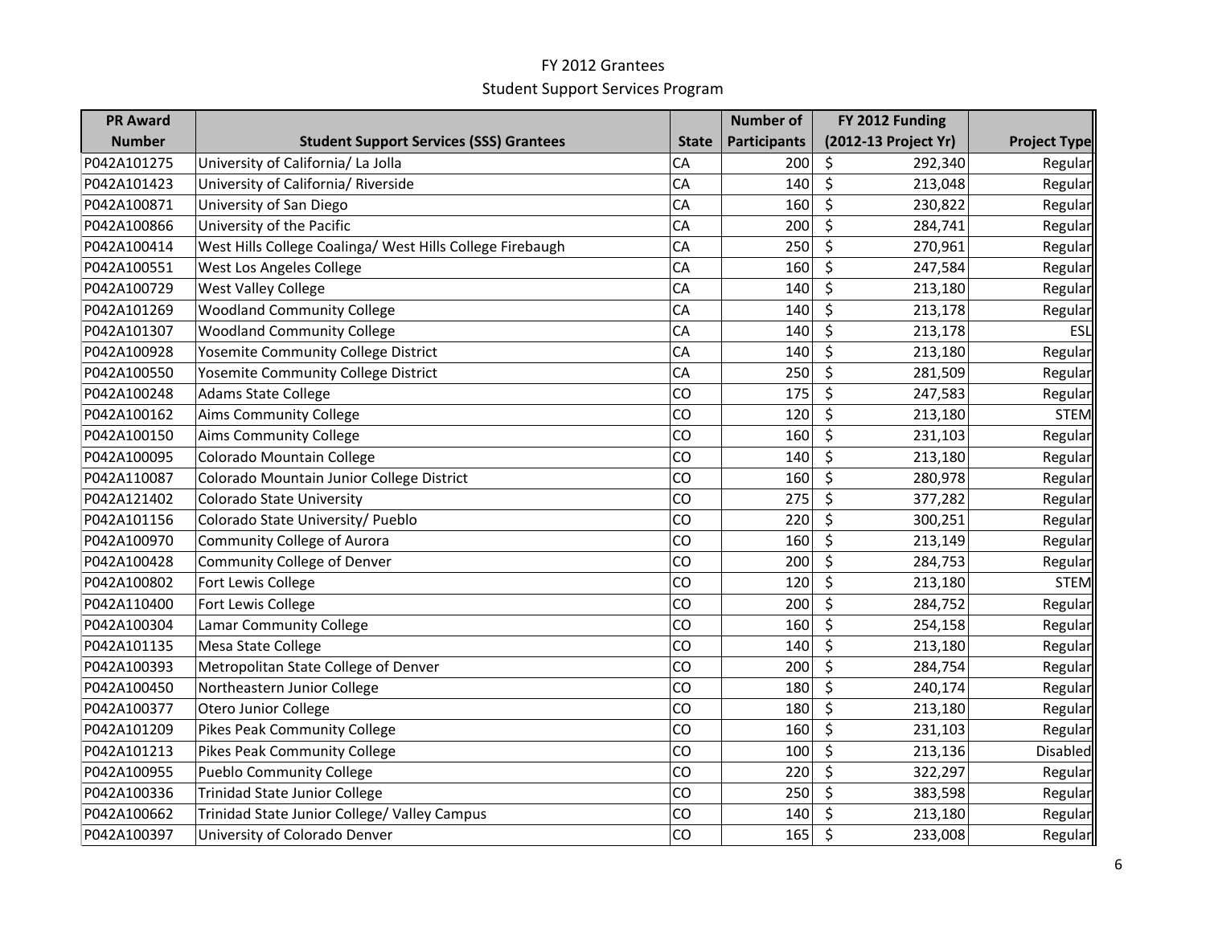FY 2012 Grantees

Student Support Services Program

| PR Award Number | Student Support Services (SSS) Grantees | State | Number of Participants | FY 2012 Funding (2012-13 Project Yr) | Project Type |
|---|---|---|---|---|---|
| P042A101275 | University of California/ La Jolla | CA | 200 | $ 292,340 | Regular |
| P042A101423 | University of California/ Riverside | CA | 140 | $ 213,048 | Regular |
| P042A100871 | University of San Diego | CA | 160 | $ 230,822 | Regular |
| P042A100866 | University of the Pacific | CA | 200 | $ 284,741 | Regular |
| P042A100414 | West Hills College Coalinga/ West Hills College Firebaugh | CA | 250 | $ 270,961 | Regular |
| P042A100551 | West Los Angeles College | CA | 160 | $ 247,584 | Regular |
| P042A100729 | West Valley College | CA | 140 | $ 213,180 | Regular |
| P042A101269 | Woodland Community College | CA | 140 | $ 213,178 | Regular |
| P042A101307 | Woodland Community College | CA | 140 | $ 213,178 | ESL |
| P042A100928 | Yosemite Community College District | CA | 140 | $ 213,180 | Regular |
| P042A100550 | Yosemite Community College District | CA | 250 | $ 281,509 | Regular |
| P042A100248 | Adams State College | CO | 175 | $ 247,583 | Regular |
| P042A100162 | Aims Community College | CO | 120 | $ 213,180 | STEM |
| P042A100150 | Aims Community College | CO | 160 | $ 231,103 | Regular |
| P042A100095 | Colorado Mountain College | CO | 140 | $ 213,180 | Regular |
| P042A110087 | Colorado Mountain Junior College District | CO | 160 | $ 280,978 | Regular |
| P042A121402 | Colorado State University | CO | 275 | $ 377,282 | Regular |
| P042A101156 | Colorado State University/ Pueblo | CO | 220 | $ 300,251 | Regular |
| P042A100970 | Community College of Aurora | CO | 160 | $ 213,149 | Regular |
| P042A100428 | Community College of Denver | CO | 200 | $ 284,753 | Regular |
| P042A100802 | Fort Lewis College | CO | 120 | $ 213,180 | STEM |
| P042A110400 | Fort Lewis College | CO | 200 | $ 284,752 | Regular |
| P042A100304 | Lamar Community College | CO | 160 | $ 254,158 | Regular |
| P042A101135 | Mesa State College | CO | 140 | $ 213,180 | Regular |
| P042A100393 | Metropolitan State College of Denver | CO | 200 | $ 284,754 | Regular |
| P042A100450 | Northeastern Junior College | CO | 180 | $ 240,174 | Regular |
| P042A100377 | Otero Junior College | CO | 180 | $ 213,180 | Regular |
| P042A101209 | Pikes Peak Community College | CO | 160 | $ 231,103 | Regular |
| P042A101213 | Pikes Peak Community College | CO | 100 | $ 213,136 | Disabled |
| P042A100955 | Pueblo Community College | CO | 220 | $ 322,297 | Regular |
| P042A100336 | Trinidad State Junior College | CO | 250 | $ 383,598 | Regular |
| P042A100662 | Trinidad State Junior College/ Valley Campus | CO | 140 | $ 213,180 | Regular |
| P042A100397 | University of Colorado Denver | CO | 165 | $ 233,008 | Regular |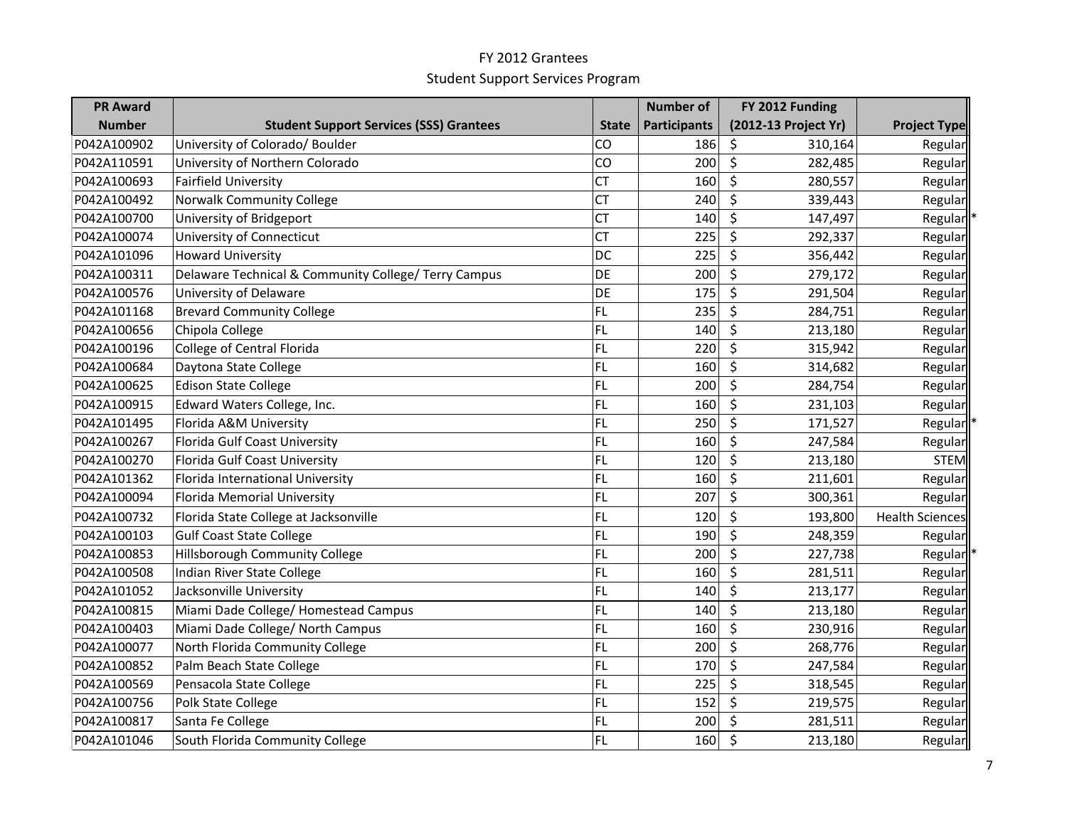FY 2012 Grantees

Student Support Services Program

| PR Award Number | Student Support Services (SSS) Grantees | State | Number of Participants | FY 2012 Funding (2012-13 Project Yr) | Project Type |
|---|---|---|---|---|---|
| P042A100902 | University of Colorado/ Boulder | CO | 186 | $ 310,164 | Regular |
| P042A110591 | University of Northern Colorado | CO | 200 | $ 282,485 | Regular |
| P042A100693 | Fairfield University | CT | 160 | $ 280,557 | Regular |
| P042A100492 | Norwalk Community College | CT | 240 | $ 339,443 | Regular |
| P042A100700 | University of Bridgeport | CT | 140 | $ 147,497 | Regular * |
| P042A100074 | University of Connecticut | CT | 225 | $ 292,337 | Regular |
| P042A101096 | Howard University | DC | 225 | $ 356,442 | Regular |
| P042A100311 | Delaware Technical & Community College/ Terry Campus | DE | 200 | $ 279,172 | Regular |
| P042A100576 | University of Delaware | DE | 175 | $ 291,504 | Regular |
| P042A101168 | Brevard Community College | FL | 235 | $ 284,751 | Regular |
| P042A100656 | Chipola College | FL | 140 | $ 213,180 | Regular |
| P042A100196 | College of Central Florida | FL | 220 | $ 315,942 | Regular |
| P042A100684 | Daytona State College | FL | 160 | $ 314,682 | Regular |
| P042A100625 | Edison State College | FL | 200 | $ 284,754 | Regular |
| P042A100915 | Edward Waters College, Inc. | FL | 160 | $ 231,103 | Regular |
| P042A101495 | Florida A&M University | FL | 250 | $ 171,527 | Regular * |
| P042A100267 | Florida Gulf Coast University | FL | 160 | $ 247,584 | Regular |
| P042A100270 | Florida Gulf Coast University | FL | 120 | $ 213,180 | STEM |
| P042A101362 | Florida International University | FL | 160 | $ 211,601 | Regular |
| P042A100094 | Florida Memorial University | FL | 207 | $ 300,361 | Regular |
| P042A100732 | Florida State College at Jacksonville | FL | 120 | $ 193,800 | Health Sciences |
| P042A100103 | Gulf Coast State College | FL | 190 | $ 248,359 | Regular |
| P042A100853 | Hillsborough Community College | FL | 200 | $ 227,738 | Regular * |
| P042A100508 | Indian River State College | FL | 160 | $ 281,511 | Regular |
| P042A101052 | Jacksonville University | FL | 140 | $ 213,177 | Regular |
| P042A100815 | Miami Dade College/ Homestead Campus | FL | 140 | $ 213,180 | Regular |
| P042A100403 | Miami Dade College/ North Campus | FL | 160 | $ 230,916 | Regular |
| P042A100077 | North Florida Community College | FL | 200 | $ 268,776 | Regular |
| P042A100852 | Palm Beach State College | FL | 170 | $ 247,584 | Regular |
| P042A100569 | Pensacola State College | FL | 225 | $ 318,545 | Regular |
| P042A100756 | Polk State College | FL | 152 | $ 219,575 | Regular |
| P042A100817 | Santa Fe College | FL | 200 | $ 281,511 | Regular |
| P042A101046 | South Florida Community College | FL | 160 | $ 213,180 | Regular |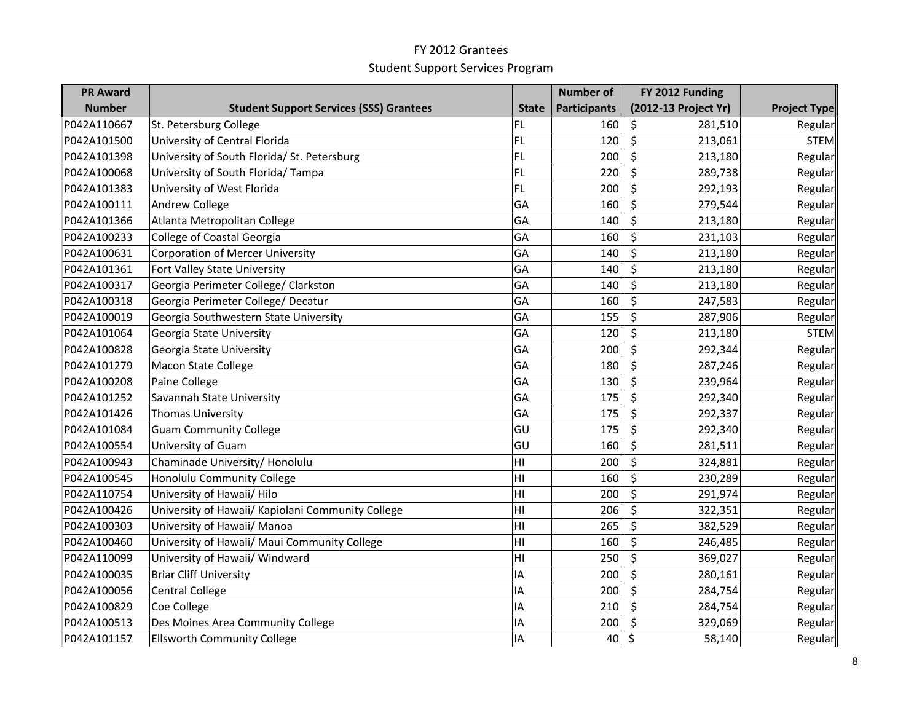# FY 2012 Grantees

## Student Support Services Program

| PR Award Number | Student Support Services (SSS) Grantees | State | Number of Participants | FY 2012 Funding (2012-13 Project Yr) | Project Type |
|---|---|---|---|---|---|
| P042A110667 | St. Petersburg College | FL | 160 | $ 281,510 | Regular |
| P042A101500 | University of Central Florida | FL | 120 | $ 213,061 | STEM |
| P042A101398 | University of South Florida/ St. Petersburg | FL | 200 | $ 213,180 | Regular |
| P042A100068 | University of South Florida/ Tampa | FL | 220 | $ 289,738 | Regular |
| P042A101383 | University of West Florida | FL | 200 | $ 292,193 | Regular |
| P042A100111 | Andrew College | GA | 160 | $ 279,544 | Regular |
| P042A101366 | Atlanta Metropolitan College | GA | 140 | $ 213,180 | Regular |
| P042A100233 | College of Coastal Georgia | GA | 160 | $ 231,103 | Regular |
| P042A100631 | Corporation of Mercer University | GA | 140 | $ 213,180 | Regular |
| P042A101361 | Fort Valley State University | GA | 140 | $ 213,180 | Regular |
| P042A100317 | Georgia Perimeter College/ Clarkston | GA | 140 | $ 213,180 | Regular |
| P042A100318 | Georgia Perimeter College/ Decatur | GA | 160 | $ 247,583 | Regular |
| P042A100019 | Georgia Southwestern State University | GA | 155 | $ 287,906 | Regular |
| P042A101064 | Georgia State University | GA | 120 | $ 213,180 | STEM |
| P042A100828 | Georgia State University | GA | 200 | $ 292,344 | Regular |
| P042A101279 | Macon State College | GA | 180 | $ 287,246 | Regular |
| P042A100208 | Paine College | GA | 130 | $ 239,964 | Regular |
| P042A101252 | Savannah State University | GA | 175 | $ 292,340 | Regular |
| P042A101426 | Thomas University | GA | 175 | $ 292,337 | Regular |
| P042A101084 | Guam Community College | GU | 175 | $ 292,340 | Regular |
| P042A100554 | University of Guam | GU | 160 | $ 281,511 | Regular |
| P042A100943 | Chaminade University/ Honolulu | HI | 200 | $ 324,881 | Regular |
| P042A100545 | Honolulu Community College | HI | 160 | $ 230,289 | Regular |
| P042A110754 | University of Hawaii/ Hilo | HI | 200 | $ 291,974 | Regular |
| P042A100426 | University of Hawaii/ Kapiolani Community College | HI | 206 | $ 322,351 | Regular |
| P042A100303 | University of Hawaii/ Manoa | HI | 265 | $ 382,529 | Regular |
| P042A100460 | University of Hawaii/ Maui Community College | HI | 160 | $ 246,485 | Regular |
| P042A110099 | University of Hawaii/ Windward | HI | 250 | $ 369,027 | Regular |
| P042A100035 | Briar Cliff University | IA | 200 | $ 280,161 | Regular |
| P042A100056 | Central College | IA | 200 | $ 284,754 | Regular |
| P042A100829 | Coe College | IA | 210 | $ 284,754 | Regular |
| P042A100513 | Des Moines Area Community College | IA | 200 | $ 329,069 | Regular |
| P042A101157 | Ellsworth Community College | IA | 40 | $ 58,140 | Regular |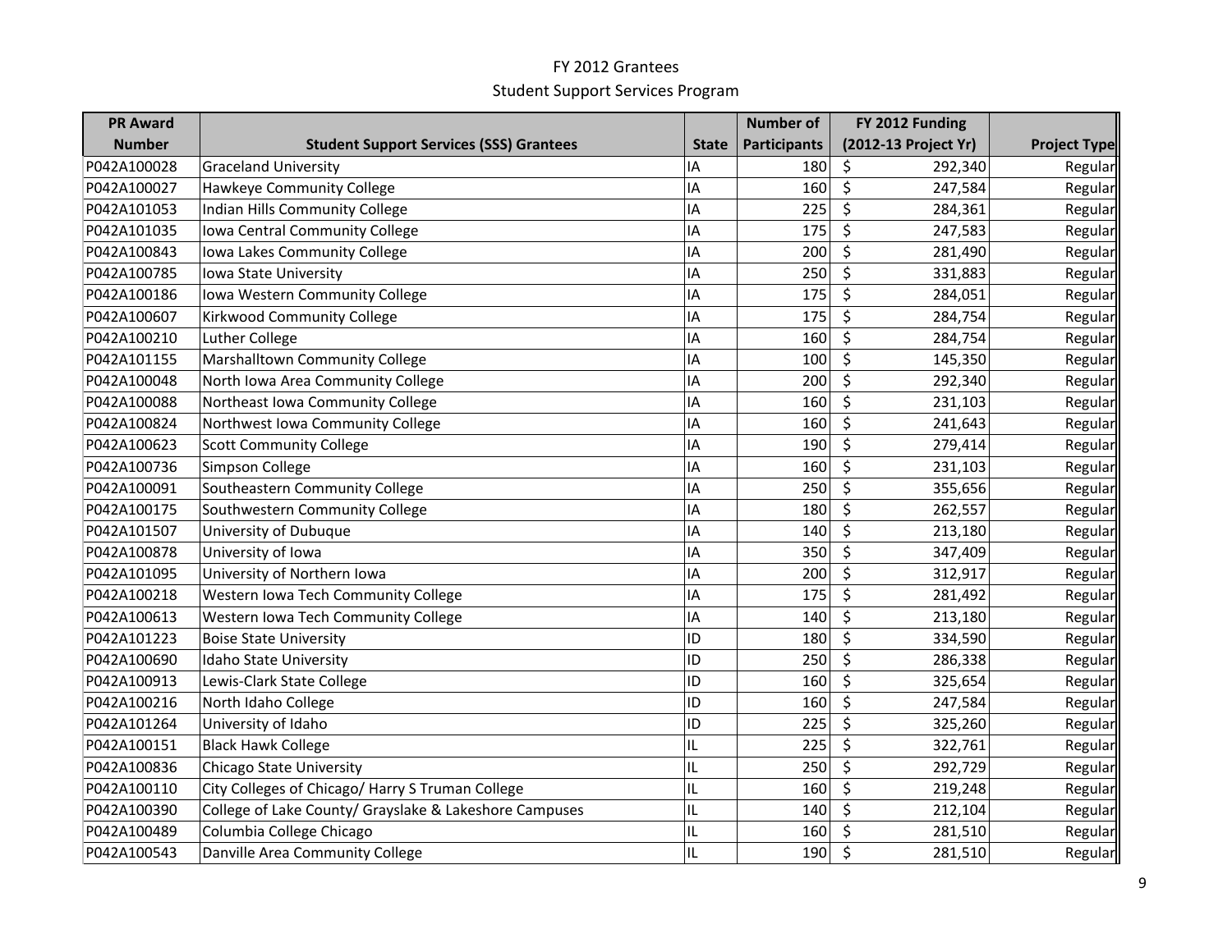FY 2012 Grantees

Student Support Services Program

| PR Award Number | Student Support Services (SSS) Grantees | State | Number of Participants | FY 2012 Funding (2012-13 Project Yr) | Project Type |
|---|---|---|---|---|---|
| P042A100028 | Graceland University | IA | 180 | $ 292,340 | Regular |
| P042A100027 | Hawkeye Community College | IA | 160 | $ 247,584 | Regular |
| P042A101053 | Indian Hills Community College | IA | 225 | $ 284,361 | Regular |
| P042A101035 | Iowa Central Community College | IA | 175 | $ 247,583 | Regular |
| P042A100843 | Iowa Lakes Community College | IA | 200 | $ 281,490 | Regular |
| P042A100785 | Iowa State University | IA | 250 | $ 331,883 | Regular |
| P042A100186 | Iowa Western Community College | IA | 175 | $ 284,051 | Regular |
| P042A100607 | Kirkwood Community College | IA | 175 | $ 284,754 | Regular |
| P042A100210 | Luther College | IA | 160 | $ 284,754 | Regular |
| P042A101155 | Marshalltown Community College | IA | 100 | $ 145,350 | Regular |
| P042A100048 | North Iowa Area Community College | IA | 200 | $ 292,340 | Regular |
| P042A100088 | Northeast Iowa Community College | IA | 160 | $ 231,103 | Regular |
| P042A100824 | Northwest Iowa Community College | IA | 160 | $ 241,643 | Regular |
| P042A100623 | Scott Community College | IA | 190 | $ 279,414 | Regular |
| P042A100736 | Simpson College | IA | 160 | $ 231,103 | Regular |
| P042A100091 | Southeastern Community College | IA | 250 | $ 355,656 | Regular |
| P042A100175 | Southwestern Community College | IA | 180 | $ 262,557 | Regular |
| P042A101507 | University of Dubuque | IA | 140 | $ 213,180 | Regular |
| P042A100878 | University of Iowa | IA | 350 | $ 347,409 | Regular |
| P042A101095 | University of Northern Iowa | IA | 200 | $ 312,917 | Regular |
| P042A100218 | Western Iowa Tech Community College | IA | 175 | $ 281,492 | Regular |
| P042A100613 | Western Iowa Tech Community College | IA | 140 | $ 213,180 | Regular |
| P042A101223 | Boise State University | ID | 180 | $ 334,590 | Regular |
| P042A100690 | Idaho State University | ID | 250 | $ 286,338 | Regular |
| P042A100913 | Lewis-Clark State College | ID | 160 | $ 325,654 | Regular |
| P042A100216 | North Idaho College | ID | 160 | $ 247,584 | Regular |
| P042A101264 | University of Idaho | ID | 225 | $ 325,260 | Regular |
| P042A100151 | Black Hawk College | IL | 225 | $ 322,761 | Regular |
| P042A100836 | Chicago State University | IL | 250 | $ 292,729 | Regular |
| P042A100110 | City Colleges of Chicago/ Harry S Truman College | IL | 160 | $ 219,248 | Regular |
| P042A100390 | College of Lake County/ Grayslake & Lakeshore Campuses | IL | 140 | $ 212,104 | Regular |
| P042A100489 | Columbia College Chicago | IL | 160 | $ 281,510 | Regular |
| P042A100543 | Danville Area Community College | IL | 190 | $ 281,510 | Regular |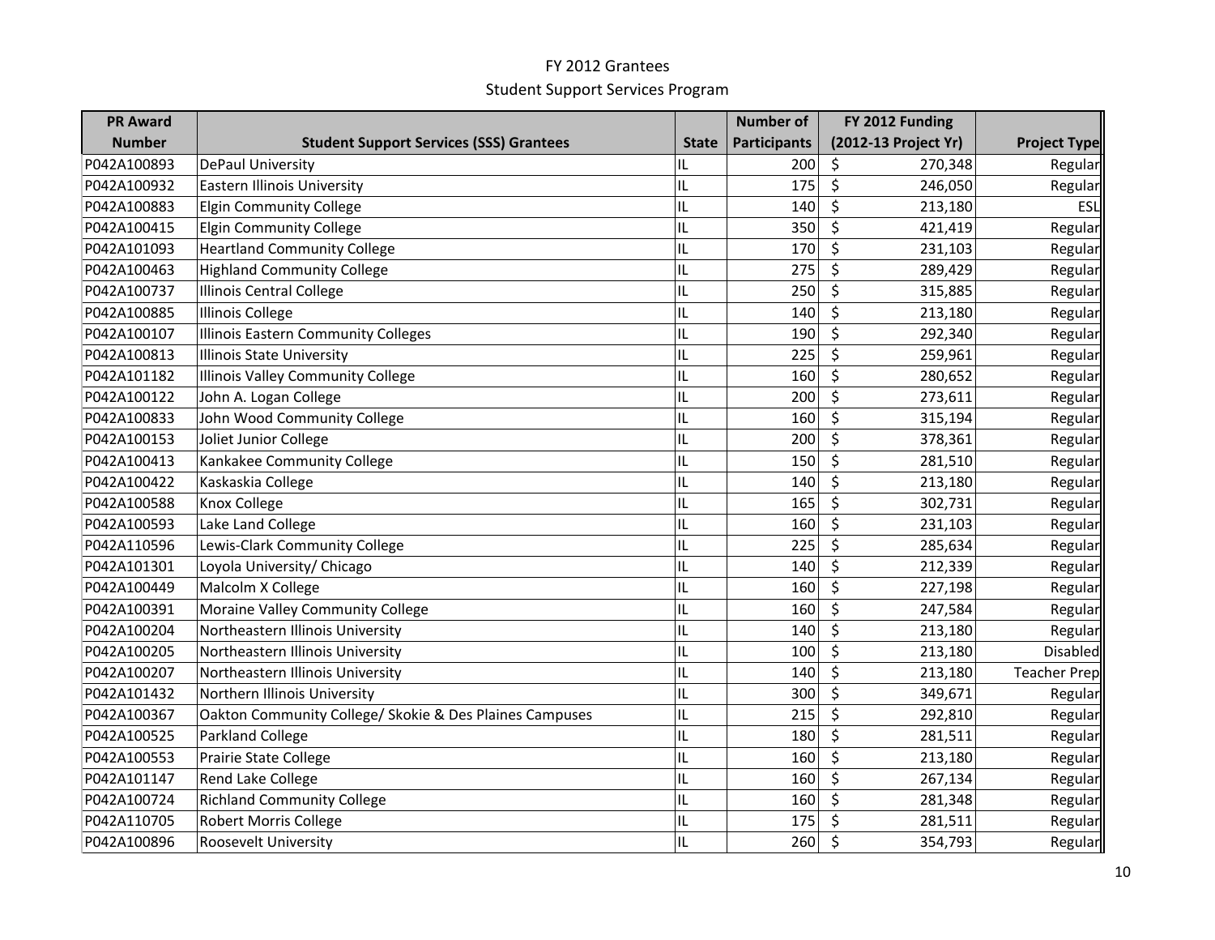# FY 2012 Grantees

## Student Support Services Program

| PR Award Number | Student Support Services (SSS) Grantees | State | Number of Participants | FY 2012 Funding (2012-13 Project Yr) | Project Type |
|---|---|---|---|---|---|
| P042A100893 | DePaul University | IL | 200 | $ 270,348 | Regular |
| P042A100932 | Eastern Illinois University | IL | 175 | $ 246,050 | Regular |
| P042A100883 | Elgin Community College | IL | 140 | $ 213,180 | ESL |
| P042A100415 | Elgin Community College | IL | 350 | $ 421,419 | Regular |
| P042A101093 | Heartland Community College | IL | 170 | $ 231,103 | Regular |
| P042A100463 | Highland Community College | IL | 275 | $ 289,429 | Regular |
| P042A100737 | Illinois Central College | IL | 250 | $ 315,885 | Regular |
| P042A100885 | Illinois College | IL | 140 | $ 213,180 | Regular |
| P042A100107 | Illinois Eastern Community Colleges | IL | 190 | $ 292,340 | Regular |
| P042A100813 | Illinois State University | IL | 225 | $ 259,961 | Regular |
| P042A101182 | Illinois Valley Community College | IL | 160 | $ 280,652 | Regular |
| P042A100122 | John A. Logan College | IL | 200 | $ 273,611 | Regular |
| P042A100833 | John Wood Community College | IL | 160 | $ 315,194 | Regular |
| P042A100153 | Joliet Junior College | IL | 200 | $ 378,361 | Regular |
| P042A100413 | Kankakee Community College | IL | 150 | $ 281,510 | Regular |
| P042A100422 | Kaskaskia College | IL | 140 | $ 213,180 | Regular |
| P042A100588 | Knox College | IL | 165 | $ 302,731 | Regular |
| P042A100593 | Lake Land College | IL | 160 | $ 231,103 | Regular |
| P042A110596 | Lewis-Clark Community College | IL | 225 | $ 285,634 | Regular |
| P042A101301 | Loyola University/ Chicago | IL | 140 | $ 212,339 | Regular |
| P042A100449 | Malcolm X College | IL | 160 | $ 227,198 | Regular |
| P042A100391 | Moraine Valley Community College | IL | 160 | $ 247,584 | Regular |
| P042A100204 | Northeastern Illinois University | IL | 140 | $ 213,180 | Regular |
| P042A100205 | Northeastern Illinois University | IL | 100 | $ 213,180 | Disabled |
| P042A100207 | Northeastern Illinois University | IL | 140 | $ 213,180 | Teacher Prep |
| P042A101432 | Northern Illinois University | IL | 300 | $ 349,671 | Regular |
| P042A100367 | Oakton Community College/ Skokie & Des Plaines Campuses | IL | 215 | $ 292,810 | Regular |
| P042A100525 | Parkland College | IL | 180 | $ 281,511 | Regular |
| P042A100553 | Prairie State College | IL | 160 | $ 213,180 | Regular |
| P042A101147 | Rend Lake College | IL | 160 | $ 267,134 | Regular |
| P042A100724 | Richland Community College | IL | 160 | $ 281,348 | Regular |
| P042A110705 | Robert Morris College | IL | 175 | $ 281,511 | Regular |
| P042A100896 | Roosevelt University | IL | 260 | $ 354,793 | Regular |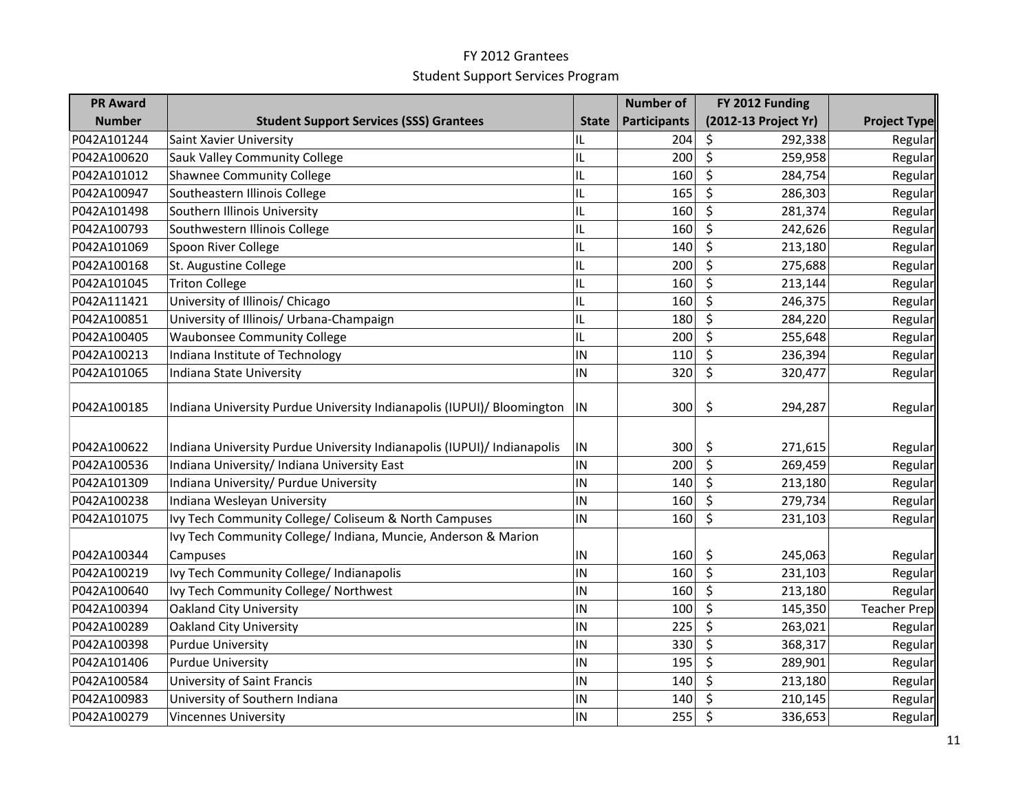# FY 2012 Grantees

## Student Support Services Program

| PR Award Number | Student Support Services (SSS) Grantees | State | Number of Participants | FY 2012 Funding (2012-13 Project Yr) | Project Type |
|---|---|---|---|---|---|
| P042A101244 | Saint Xavier University | IL | 204 | $ 292,338 | Regular |
| P042A100620 | Sauk Valley Community College | IL | 200 | $ 259,958 | Regular |
| P042A101012 | Shawnee Community College | IL | 160 | $ 284,754 | Regular |
| P042A100947 | Southeastern Illinois College | IL | 165 | $ 286,303 | Regular |
| P042A101498 | Southern Illinois University | IL | 160 | $ 281,374 | Regular |
| P042A100793 | Southwestern Illinois College | IL | 160 | $ 242,626 | Regular |
| P042A101069 | Spoon River College | IL | 140 | $ 213,180 | Regular |
| P042A100168 | St. Augustine College | IL | 200 | $ 275,688 | Regular |
| P042A101045 | Triton College | IL | 160 | $ 213,144 | Regular |
| P042A111421 | University of Illinois/ Chicago | IL | 160 | $ 246,375 | Regular |
| P042A100851 | University of Illinois/ Urbana-Champaign | IL | 180 | $ 284,220 | Regular |
| P042A100405 | Waubonsee Community College | IL | 200 | $ 255,648 | Regular |
| P042A100213 | Indiana Institute of Technology | IN | 110 | $ 236,394 | Regular |
| P042A101065 | Indiana State University | IN | 320 | $ 320,477 | Regular |
| P042A100185 | Indiana University Purdue University Indianapolis (IUPUI)/ Bloomington | IN | 300 | $ 294,287 | Regular |
| P042A100622 | Indiana University Purdue University Indianapolis (IUPUI)/ Indianapolis | IN | 300 | $ 271,615 | Regular |
| P042A100536 | Indiana University/ Indiana University East | IN | 200 | $ 269,459 | Regular |
| P042A101309 | Indiana University/ Purdue University | IN | 140 | $ 213,180 | Regular |
| P042A100238 | Indiana Wesleyan University | IN | 160 | $ 279,734 | Regular |
| P042A101075 | Ivy Tech Community College/ Coliseum & North Campuses | IN | 160 | $ 231,103 | Regular |
| P042A100344 | Ivy Tech Community College/ Indiana, Muncie, Anderson & Marion Campuses | IN | 160 | $ 245,063 | Regular |
| P042A100219 | Ivy Tech Community College/ Indianapolis | IN | 160 | $ 231,103 | Regular |
| P042A100640 | Ivy Tech Community College/ Northwest | IN | 160 | $ 213,180 | Regular |
| P042A100394 | Oakland City University | IN | 100 | $ 145,350 | Teacher Prep |
| P042A100289 | Oakland City University | IN | 225 | $ 263,021 | Regular |
| P042A100398 | Purdue University | IN | 330 | $ 368,317 | Regular |
| P042A101406 | Purdue University | IN | 195 | $ 289,901 | Regular |
| P042A100584 | University of Saint Francis | IN | 140 | $ 213,180 | Regular |
| P042A100983 | University of Southern Indiana | IN | 140 | $ 210,145 | Regular |
| P042A100279 | Vincennes University | IN | 255 | $ 336,653 | Regular |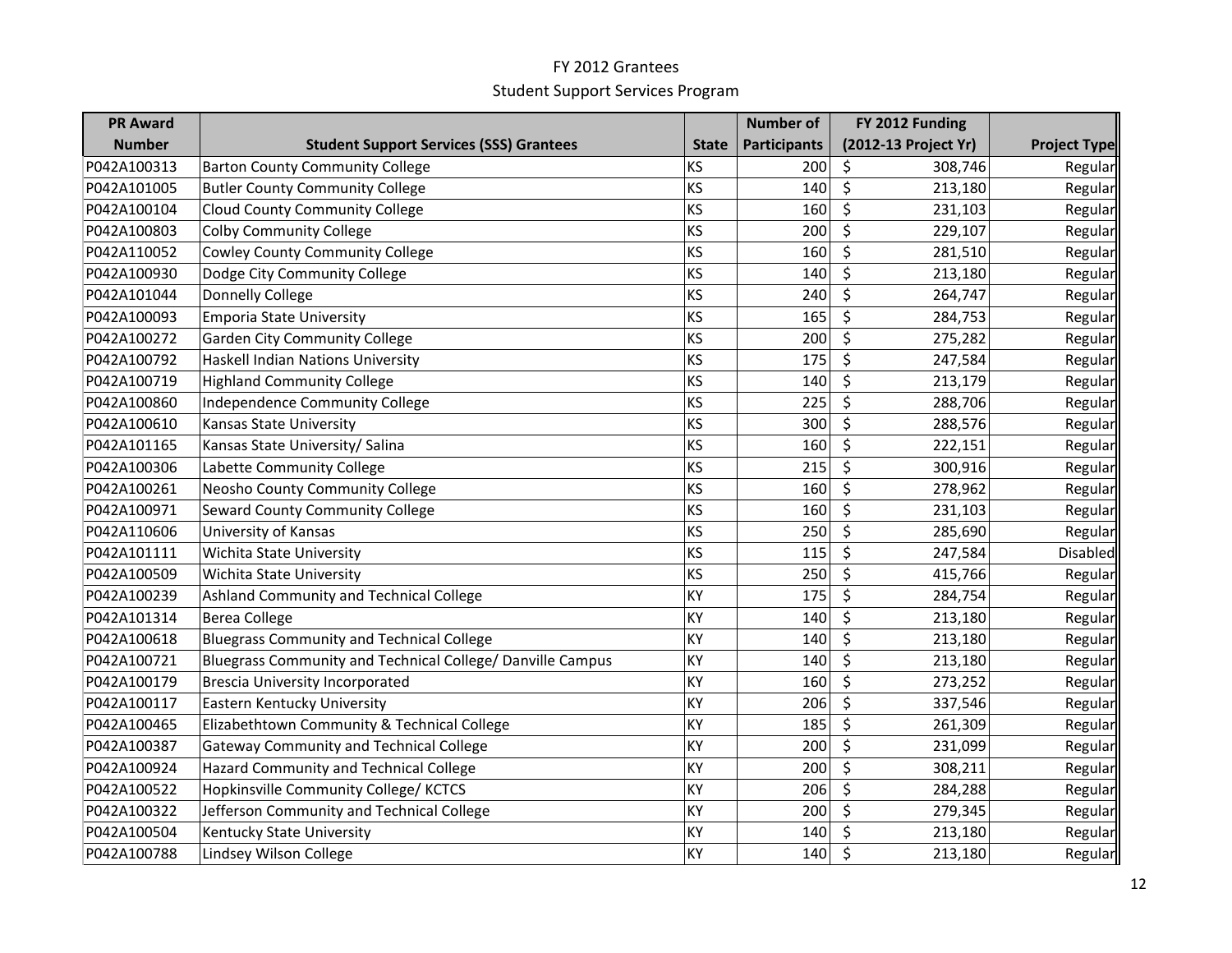# FY 2012 Grantees

## Student Support Services Program

| PR Award Number | Student Support Services (SSS) Grantees | State | Number of Participants | FY 2012 Funding (2012-13 Project Yr) | Project Type |
|---|---|---|---|---|---|
| P042A100313 | Barton County Community College | KS | 200 | $ 308,746 | Regular |
| P042A101005 | Butler County Community College | KS | 140 | $ 213,180 | Regular |
| P042A100104 | Cloud County Community College | KS | 160 | $ 231,103 | Regular |
| P042A100803 | Colby Community College | KS | 200 | $ 229,107 | Regular |
| P042A110052 | Cowley County Community College | KS | 160 | $ 281,510 | Regular |
| P042A100930 | Dodge City Community College | KS | 140 | $ 213,180 | Regular |
| P042A101044 | Donnelly College | KS | 240 | $ 264,747 | Regular |
| P042A100093 | Emporia State University | KS | 165 | $ 284,753 | Regular |
| P042A100272 | Garden City Community College | KS | 200 | $ 275,282 | Regular |
| P042A100792 | Haskell Indian Nations University | KS | 175 | $ 247,584 | Regular |
| P042A100719 | Highland Community College | KS | 140 | $ 213,179 | Regular |
| P042A100860 | Independence Community College | KS | 225 | $ 288,706 | Regular |
| P042A100610 | Kansas State University | KS | 300 | $ 288,576 | Regular |
| P042A101165 | Kansas State University/ Salina | KS | 160 | $ 222,151 | Regular |
| P042A100306 | Labette Community College | KS | 215 | $ 300,916 | Regular |
| P042A100261 | Neosho County Community College | KS | 160 | $ 278,962 | Regular |
| P042A100971 | Seward County Community College | KS | 160 | $ 231,103 | Regular |
| P042A110606 | University of Kansas | KS | 250 | $ 285,690 | Regular |
| P042A101111 | Wichita State University | KS | 115 | $ 247,584 | Disabled |
| P042A100509 | Wichita State University | KS | 250 | $ 415,766 | Regular |
| P042A100239 | Ashland Community and Technical College | KY | 175 | $ 284,754 | Regular |
| P042A101314 | Berea College | KY | 140 | $ 213,180 | Regular |
| P042A100618 | Bluegrass Community and Technical College | KY | 140 | $ 213,180 | Regular |
| P042A100721 | Bluegrass Community and Technical College/ Danville Campus | KY | 140 | $ 213,180 | Regular |
| P042A100179 | Brescia University Incorporated | KY | 160 | $ 273,252 | Regular |
| P042A100117 | Eastern Kentucky University | KY | 206 | $ 337,546 | Regular |
| P042A100465 | Elizabethtown Community & Technical College | KY | 185 | $ 261,309 | Regular |
| P042A100387 | Gateway Community and Technical College | KY | 200 | $ 231,099 | Regular |
| P042A100924 | Hazard Community and Technical College | KY | 200 | $ 308,211 | Regular |
| P042A100522 | Hopkinsville Community College/ KCTCS | KY | 206 | $ 284,288 | Regular |
| P042A100322 | Jefferson Community and Technical College | KY | 200 | $ 279,345 | Regular |
| P042A100504 | Kentucky State University | KY | 140 | $ 213,180 | Regular |
| P042A100788 | Lindsey Wilson College | KY | 140 | $ 213,180 | Regular |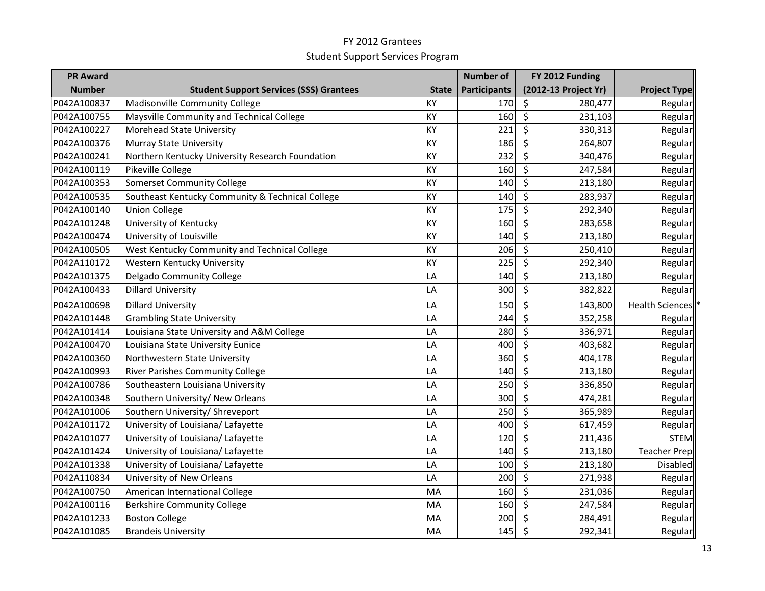# FY 2012 Grantees

## Student Support Services Program

| PR Award Number | Student Support Services (SSS) Grantees | State | Number of Participants | FY 2012 Funding (2012-13 Project Yr) | Project Type |
|---|---|---|---|---|---|
| P042A100837 | Madisonville Community College | KY | 170 | $ 280,477 | Regular |
| P042A100755 | Maysville Community and Technical College | KY | 160 | $ 231,103 | Regular |
| P042A100227 | Morehead State University | KY | 221 | $ 330,313 | Regular |
| P042A100376 | Murray State University | KY | 186 | $ 264,807 | Regular |
| P042A100241 | Northern Kentucky University Research Foundation | KY | 232 | $ 340,476 | Regular |
| P042A100119 | Pikeville College | KY | 160 | $ 247,584 | Regular |
| P042A100353 | Somerset Community College | KY | 140 | $ 213,180 | Regular |
| P042A100535 | Southeast Kentucky Community & Technical College | KY | 140 | $ 283,937 | Regular |
| P042A100140 | Union College | KY | 175 | $ 292,340 | Regular |
| P042A101248 | University of Kentucky | KY | 160 | $ 283,658 | Regular |
| P042A100474 | University of Louisville | KY | 140 | $ 213,180 | Regular |
| P042A100505 | West Kentucky Community and Technical College | KY | 206 | $ 250,410 | Regular |
| P042A110172 | Western Kentucky University | KY | 225 | $ 292,340 | Regular |
| P042A101375 | Delgado Community College | LA | 140 | $ 213,180 | Regular |
| P042A100433 | Dillard University | LA | 300 | $ 382,822 | Regular |
| P042A100698 | Dillard University | LA | 150 | $ 143,800 | Health Sciences * |
| P042A101448 | Grambling State University | LA | 244 | $ 352,258 | Regular |
| P042A101414 | Louisiana State University and A&M College | LA | 280 | $ 336,971 | Regular |
| P042A100470 | Louisiana State University Eunice | LA | 400 | $ 403,682 | Regular |
| P042A100360 | Northwestern State University | LA | 360 | $ 404,178 | Regular |
| P042A100993 | River Parishes Community College | LA | 140 | $ 213,180 | Regular |
| P042A100786 | Southeastern Louisiana University | LA | 250 | $ 336,850 | Regular |
| P042A100348 | Southern University/ New Orleans | LA | 300 | $ 474,281 | Regular |
| P042A101006 | Southern University/ Shreveport | LA | 250 | $ 365,989 | Regular |
| P042A101172 | University of Louisiana/ Lafayette | LA | 400 | $ 617,459 | Regular |
| P042A101077 | University of Louisiana/ Lafayette | LA | 120 | $ 211,436 | STEM |
| P042A101424 | University of Louisiana/ Lafayette | LA | 140 | $ 213,180 | Teacher Prep |
| P042A101338 | University of Louisiana/ Lafayette | LA | 100 | $ 213,180 | Disabled |
| P042A110834 | University of New Orleans | LA | 200 | $ 271,938 | Regular |
| P042A100750 | American International College | MA | 160 | $ 231,036 | Regular |
| P042A100116 | Berkshire Community College | MA | 160 | $ 247,584 | Regular |
| P042A101233 | Boston College | MA | 200 | $ 284,491 | Regular |
| P042A101085 | Brandeis University | MA | 145 | $ 292,341 | Regular |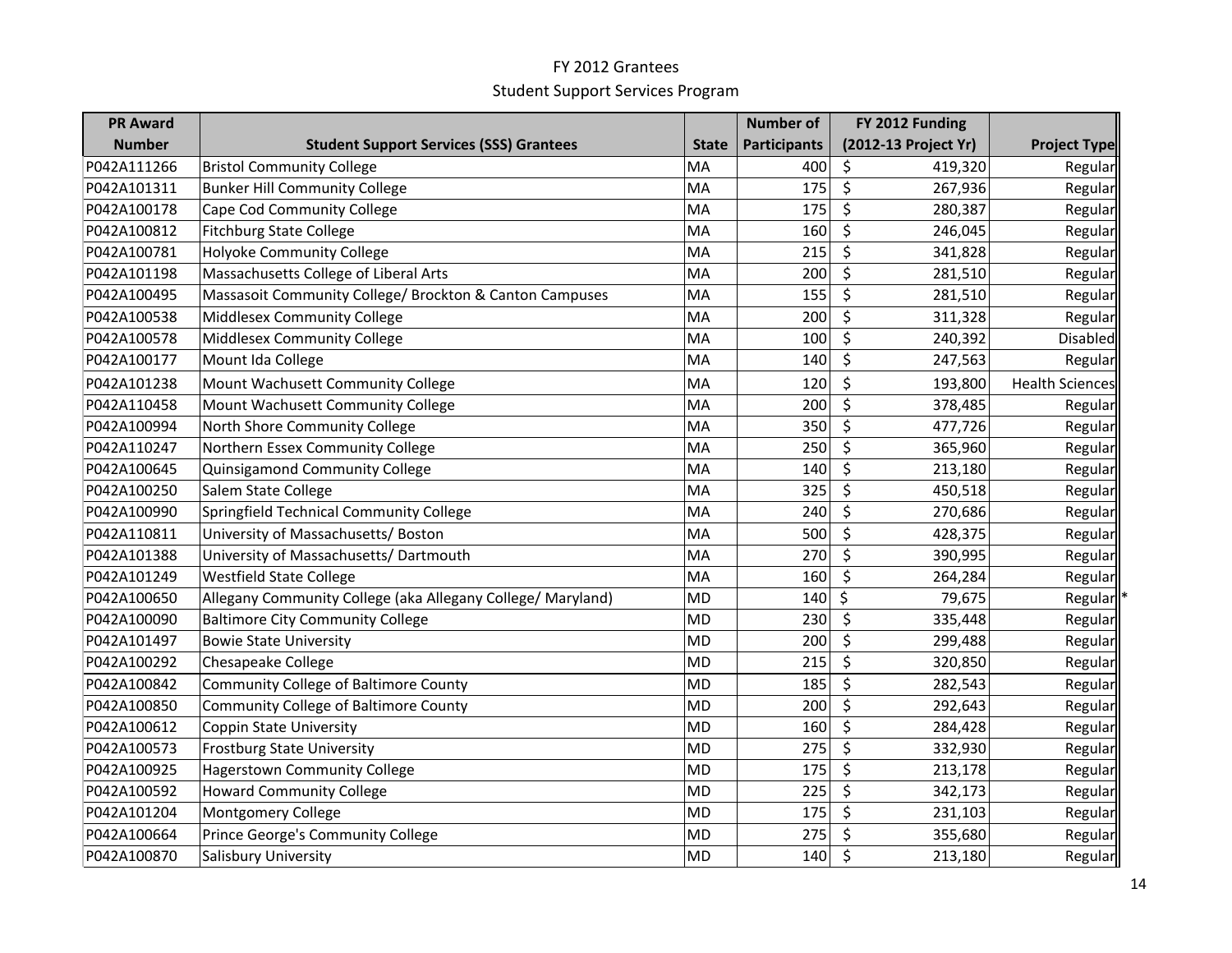# FY 2012 Grantees

## Student Support Services Program

| PR Award Number | Student Support Services (SSS) Grantees | State | Number of Participants | FY 2012 Funding (2012-13 Project Yr) | Project Type |
|---|---|---|---|---|---|
| P042A111266 | Bristol Community College | MA | 400 | $ 419,320 | Regular |
| P042A101311 | Bunker Hill Community College | MA | 175 | $ 267,936 | Regular |
| P042A100178 | Cape Cod Community College | MA | 175 | $ 280,387 | Regular |
| P042A100812 | Fitchburg State College | MA | 160 | $ 246,045 | Regular |
| P042A100781 | Holyoke Community College | MA | 215 | $ 341,828 | Regular |
| P042A101198 | Massachusetts College of Liberal Arts | MA | 200 | $ 281,510 | Regular |
| P042A100495 | Massasoit Community College/ Brockton & Canton Campuses | MA | 155 | $ 281,510 | Regular |
| P042A100538 | Middlesex Community College | MA | 200 | $ 311,328 | Regular |
| P042A100578 | Middlesex Community College | MA | 100 | $ 240,392 | Disabled |
| P042A100177 | Mount Ida College | MA | 140 | $ 247,563 | Regular |
| P042A101238 | Mount Wachusett Community College | MA | 120 | $ 193,800 | Health Sciences |
| P042A110458 | Mount Wachusett Community College | MA | 200 | $ 378,485 | Regular |
| P042A100994 | North Shore Community College | MA | 350 | $ 477,726 | Regular |
| P042A110247 | Northern Essex Community College | MA | 250 | $ 365,960 | Regular |
| P042A100645 | Quinsigamond Community College | MA | 140 | $ 213,180 | Regular |
| P042A100250 | Salem State College | MA | 325 | $ 450,518 | Regular |
| P042A100990 | Springfield Technical Community College | MA | 240 | $ 270,686 | Regular |
| P042A110811 | University of Massachusetts/ Boston | MA | 500 | $ 428,375 | Regular |
| P042A101388 | University of Massachusetts/ Dartmouth | MA | 270 | $ 390,995 | Regular |
| P042A101249 | Westfield State College | MA | 160 | $ 264,284 | Regular |
| P042A100650 | Allegany Community College (aka Allegany College/ Maryland) | MD | 140 | $ 79,675 | Regular * |
| P042A100090 | Baltimore City Community College | MD | 230 | $ 335,448 | Regular |
| P042A101497 | Bowie State University | MD | 200 | $ 299,488 | Regular |
| P042A100292 | Chesapeake College | MD | 215 | $ 320,850 | Regular |
| P042A100842 | Community College of Baltimore County | MD | 185 | $ 282,543 | Regular |
| P042A100850 | Community College of Baltimore County | MD | 200 | $ 292,643 | Regular |
| P042A100612 | Coppin State University | MD | 160 | $ 284,428 | Regular |
| P042A100573 | Frostburg State University | MD | 275 | $ 332,930 | Regular |
| P042A100925 | Hagerstown Community College | MD | 175 | $ 213,178 | Regular |
| P042A100592 | Howard Community College | MD | 225 | $ 342,173 | Regular |
| P042A101204 | Montgomery College | MD | 175 | $ 231,103 | Regular |
| P042A100664 | Prince George's Community College | MD | 275 | $ 355,680 | Regular |
| P042A100870 | Salisbury University | MD | 140 | $ 213,180 | Regular |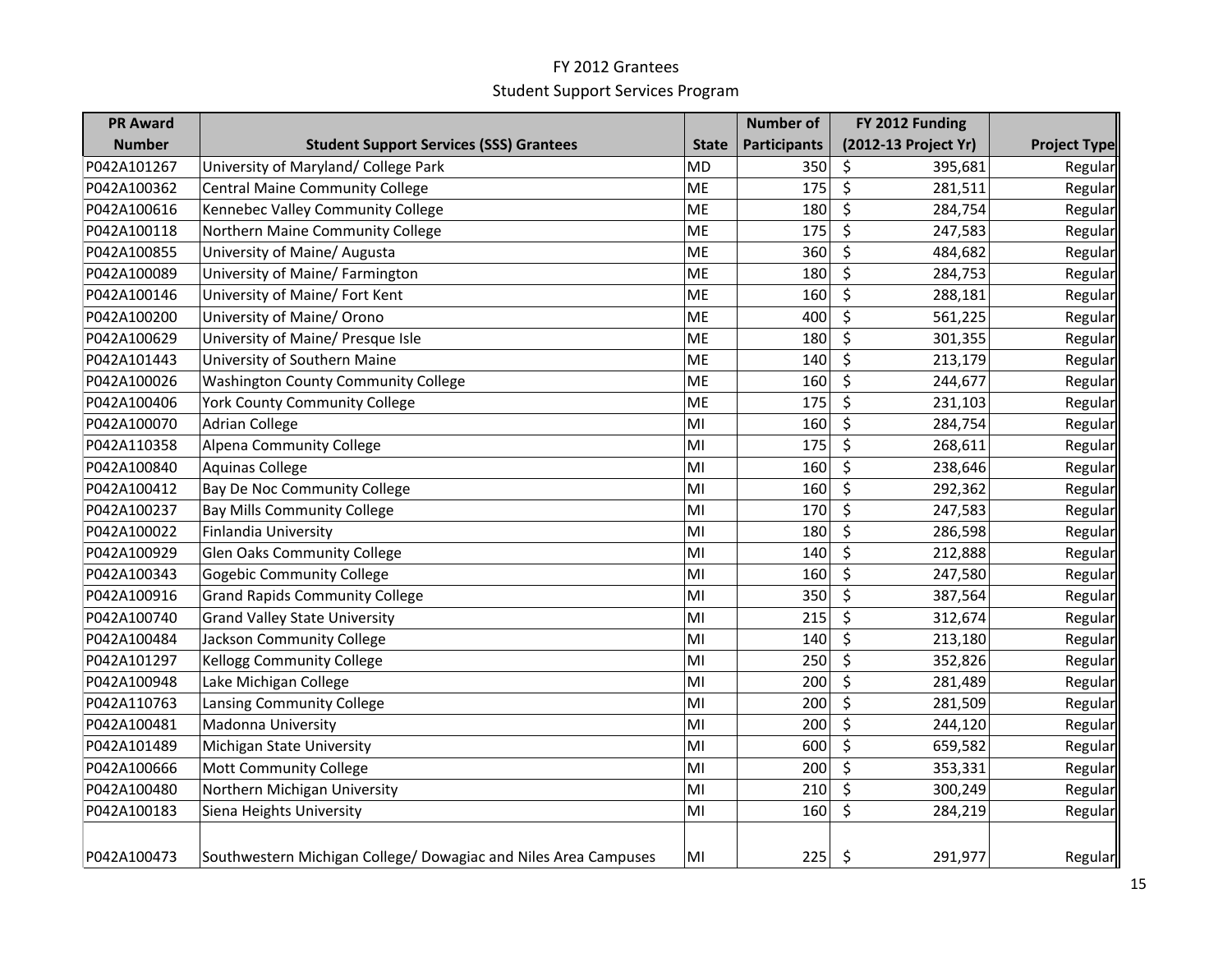# FY 2012 Grantees

## Student Support Services Program

| PR Award Number | Student Support Services (SSS) Grantees | State | Number of Participants | FY 2012 Funding (2012-13 Project Yr) | Project Type |
|---|---|---|---|---|---|
| P042A101267 | University of Maryland/ College Park | MD | 350 | $ 395,681 | Regular |
| P042A100362 | Central Maine Community College | ME | 175 | $ 281,511 | Regular |
| P042A100616 | Kennebec Valley Community College | ME | 180 | $ 284,754 | Regular |
| P042A100118 | Northern Maine Community College | ME | 175 | $ 247,583 | Regular |
| P042A100855 | University of Maine/ Augusta | ME | 360 | $ 484,682 | Regular |
| P042A100089 | University of Maine/ Farmington | ME | 180 | $ 284,753 | Regular |
| P042A100146 | University of Maine/ Fort Kent | ME | 160 | $ 288,181 | Regular |
| P042A100200 | University of Maine/ Orono | ME | 400 | $ 561,225 | Regular |
| P042A100629 | University of Maine/ Presque Isle | ME | 180 | $ 301,355 | Regular |
| P042A101443 | University of Southern Maine | ME | 140 | $ 213,179 | Regular |
| P042A100026 | Washington County Community College | ME | 160 | $ 244,677 | Regular |
| P042A100406 | York County Community College | ME | 175 | $ 231,103 | Regular |
| P042A100070 | Adrian College | MI | 160 | $ 284,754 | Regular |
| P042A110358 | Alpena Community College | MI | 175 | $ 268,611 | Regular |
| P042A100840 | Aquinas College | MI | 160 | $ 238,646 | Regular |
| P042A100412 | Bay De Noc Community College | MI | 160 | $ 292,362 | Regular |
| P042A100237 | Bay Mills Community College | MI | 170 | $ 247,583 | Regular |
| P042A100022 | Finlandia University | MI | 180 | $ 286,598 | Regular |
| P042A100929 | Glen Oaks Community College | MI | 140 | $ 212,888 | Regular |
| P042A100343 | Gogebic Community College | MI | 160 | $ 247,580 | Regular |
| P042A100916 | Grand Rapids Community College | MI | 350 | $ 387,564 | Regular |
| P042A100740 | Grand Valley State University | MI | 215 | $ 312,674 | Regular |
| P042A100484 | Jackson Community College | MI | 140 | $ 213,180 | Regular |
| P042A101297 | Kellogg Community College | MI | 250 | $ 352,826 | Regular |
| P042A100948 | Lake Michigan College | MI | 200 | $ 281,489 | Regular |
| P042A110763 | Lansing Community College | MI | 200 | $ 281,509 | Regular |
| P042A100481 | Madonna University | MI | 200 | $ 244,120 | Regular |
| P042A101489 | Michigan State University | MI | 600 | $ 659,582 | Regular |
| P042A100666 | Mott Community College | MI | 200 | $ 353,331 | Regular |
| P042A100480 | Northern Michigan University | MI | 210 | $ 300,249 | Regular |
| P042A100183 | Siena Heights University | MI | 160 | $ 284,219 | Regular |
| P042A100473 | Southwestern Michigan College/ Dowagiac and Niles Area Campuses | MI | 225 | $ 291,977 | Regular |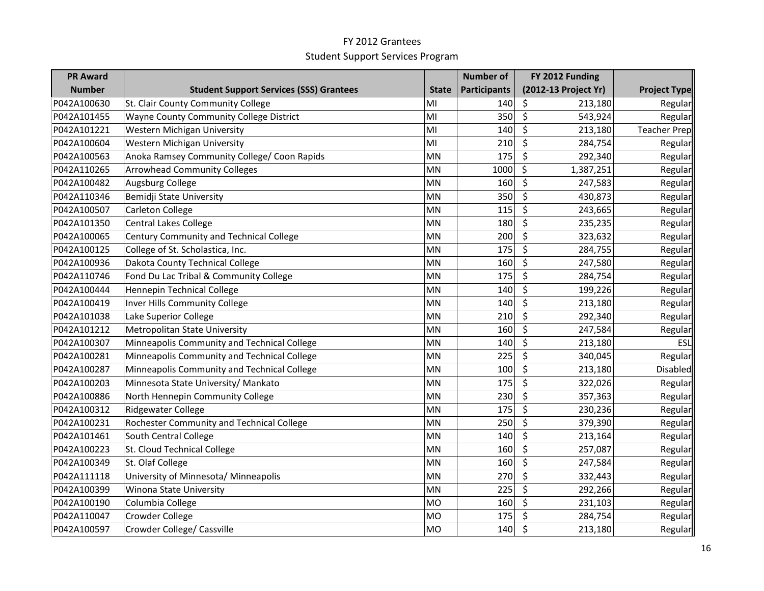# FY 2012 Grantees

## Student Support Services Program

| PR Award Number | Student Support Services (SSS) Grantees | State | Number of Participants | FY 2012 Funding (2012-13 Project Yr) | Project Type |
|---|---|---|---|---|---|
| P042A100630 | St. Clair County Community College | MI | 140 | $ 213,180 | Regular |
| P042A101455 | Wayne County Community College District | MI | 350 | $ 543,924 | Regular |
| P042A101221 | Western Michigan University | MI | 140 | $ 213,180 | Teacher Prep |
| P042A100604 | Western Michigan University | MI | 210 | $ 284,754 | Regular |
| P042A100563 | Anoka Ramsey Community College/ Coon Rapids | MN | 175 | $ 292,340 | Regular |
| P042A110265 | Arrowhead Community Colleges | MN | 1000 | $ 1,387,251 | Regular |
| P042A100482 | Augsburg College | MN | 160 | $ 247,583 | Regular |
| P042A110346 | Bemidji State University | MN | 350 | $ 430,873 | Regular |
| P042A100507 | Carleton College | MN | 115 | $ 243,665 | Regular |
| P042A101350 | Central Lakes College | MN | 180 | $ 235,235 | Regular |
| P042A100065 | Century Community and Technical College | MN | 200 | $ 323,632 | Regular |
| P042A100125 | College of St. Scholastica, Inc. | MN | 175 | $ 284,755 | Regular |
| P042A100936 | Dakota County Technical College | MN | 160 | $ 247,580 | Regular |
| P042A110746 | Fond Du Lac Tribal & Community College | MN | 175 | $ 284,754 | Regular |
| P042A100444 | Hennepin Technical College | MN | 140 | $ 199,226 | Regular |
| P042A100419 | Inver Hills Community College | MN | 140 | $ 213,180 | Regular |
| P042A101038 | Lake Superior College | MN | 210 | $ 292,340 | Regular |
| P042A101212 | Metropolitan State University | MN | 160 | $ 247,584 | Regular |
| P042A100307 | Minneapolis Community and Technical College | MN | 140 | $ 213,180 | ESL |
| P042A100281 | Minneapolis Community and Technical College | MN | 225 | $ 340,045 | Regular |
| P042A100287 | Minneapolis Community and Technical College | MN | 100 | $ 213,180 | Disabled |
| P042A100203 | Minnesota State University/ Mankato | MN | 175 | $ 322,026 | Regular |
| P042A100886 | North Hennepin Community College | MN | 230 | $ 357,363 | Regular |
| P042A100312 | Ridgewater College | MN | 175 | $ 230,236 | Regular |
| P042A100231 | Rochester Community and Technical College | MN | 250 | $ 379,390 | Regular |
| P042A101461 | South Central College | MN | 140 | $ 213,164 | Regular |
| P042A100223 | St. Cloud Technical College | MN | 160 | $ 257,087 | Regular |
| P042A100349 | St. Olaf College | MN | 160 | $ 247,584 | Regular |
| P042A111118 | University of Minnesota/ Minneapolis | MN | 270 | $ 332,443 | Regular |
| P042A100399 | Winona State University | MN | 225 | $ 292,266 | Regular |
| P042A100190 | Columbia College | MO | 160 | $ 231,103 | Regular |
| P042A110047 | Crowder College | MO | 175 | $ 284,754 | Regular |
| P042A100597 | Crowder College/ Cassville | MO | 140 | $ 213,180 | Regular |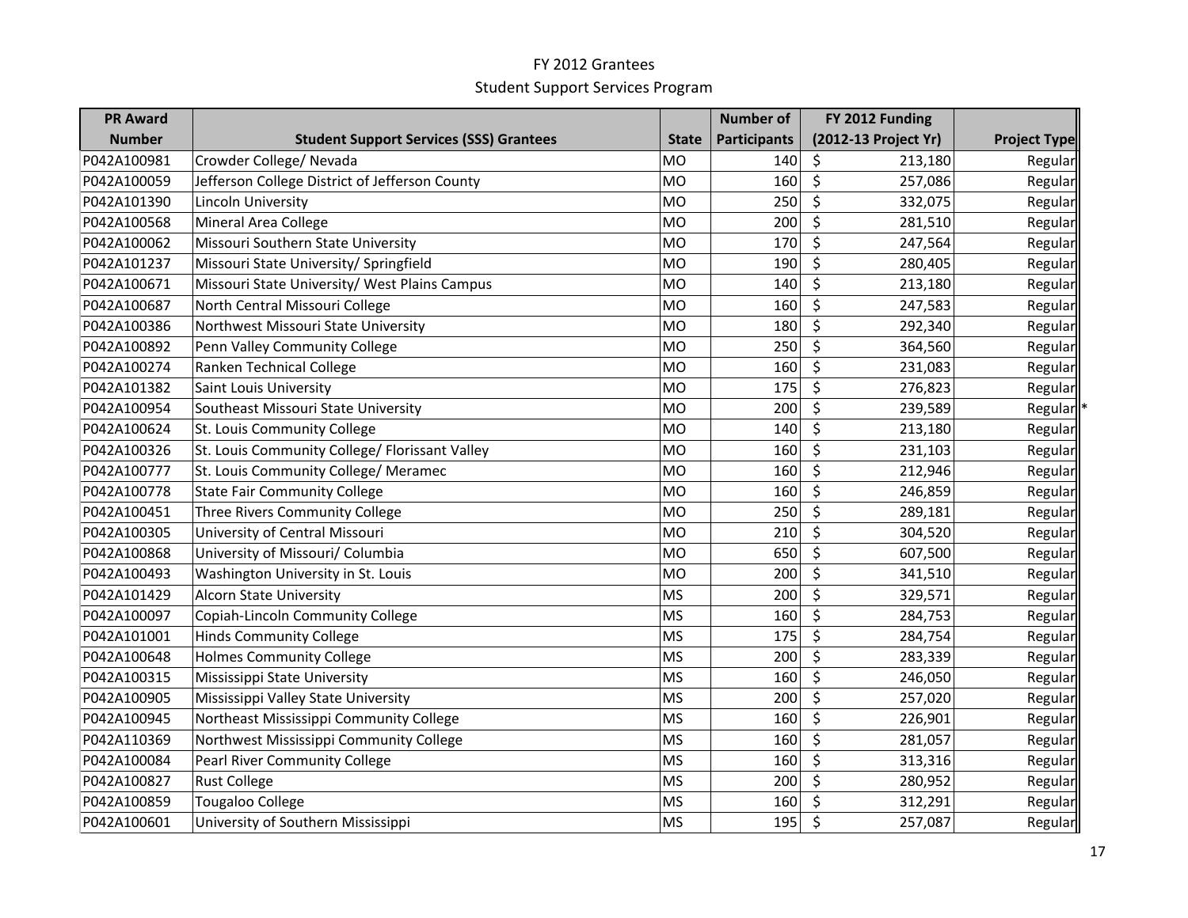# FY 2012 Grantees

## Student Support Services Program

| PR Award Number | Student Support Services (SSS) Grantees | State | Number of Participants | FY 2012 Funding (2012-13 Project Yr) | Project Type |
|---|---|---|---|---|---|
| P042A100981 | Crowder College/ Nevada | MO | 140 | $ 213,180 | Regular |
| P042A100059 | Jefferson College District of Jefferson County | MO | 160 | $ 257,086 | Regular |
| P042A101390 | Lincoln University | MO | 250 | $ 332,075 | Regular |
| P042A100568 | Mineral Area College | MO | 200 | $ 281,510 | Regular |
| P042A100062 | Missouri Southern State University | MO | 170 | $ 247,564 | Regular |
| P042A101237 | Missouri State University/ Springfield | MO | 190 | $ 280,405 | Regular |
| P042A100671 | Missouri State University/ West Plains Campus | MO | 140 | $ 213,180 | Regular |
| P042A100687 | North Central Missouri College | MO | 160 | $ 247,583 | Regular |
| P042A100386 | Northwest Missouri State University | MO | 180 | $ 292,340 | Regular |
| P042A100892 | Penn Valley Community College | MO | 250 | $ 364,560 | Regular |
| P042A100274 | Ranken Technical College | MO | 160 | $ 231,083 | Regular |
| P042A101382 | Saint Louis University | MO | 175 | $ 276,823 | Regular |
| P042A100954 | Southeast Missouri State University | MO | 200 | $ 239,589 | Regular * |
| P042A100624 | St. Louis Community College | MO | 140 | $ 213,180 | Regular |
| P042A100326 | St. Louis Community College/ Florissant Valley | MO | 160 | $ 231,103 | Regular |
| P042A100777 | St. Louis Community College/ Meramec | MO | 160 | $ 212,946 | Regular |
| P042A100778 | State Fair Community College | MO | 160 | $ 246,859 | Regular |
| P042A100451 | Three Rivers Community College | MO | 250 | $ 289,181 | Regular |
| P042A100305 | University of Central Missouri | MO | 210 | $ 304,520 | Regular |
| P042A100868 | University of Missouri/ Columbia | MO | 650 | $ 607,500 | Regular |
| P042A100493 | Washington University in St. Louis | MO | 200 | $ 341,510 | Regular |
| P042A101429 | Alcorn State University | MS | 200 | $ 329,571 | Regular |
| P042A100097 | Copiah-Lincoln Community College | MS | 160 | $ 284,753 | Regular |
| P042A101001 | Hinds Community College | MS | 175 | $ 284,754 | Regular |
| P042A100648 | Holmes Community College | MS | 200 | $ 283,339 | Regular |
| P042A100315 | Mississippi State University | MS | 160 | $ 246,050 | Regular |
| P042A100905 | Mississippi Valley State University | MS | 200 | $ 257,020 | Regular |
| P042A100945 | Northeast Mississippi Community College | MS | 160 | $ 226,901 | Regular |
| P042A110369 | Northwest Mississippi Community College | MS | 160 | $ 281,057 | Regular |
| P042A100084 | Pearl River Community College | MS | 160 | $ 313,316 | Regular |
| P042A100827 | Rust College | MS | 200 | $ 280,952 | Regular |
| P042A100859 | Tougaloo College | MS | 160 | $ 312,291 | Regular |
| P042A100601 | University of Southern Mississippi | MS | 195 | $ 257,087 | Regular |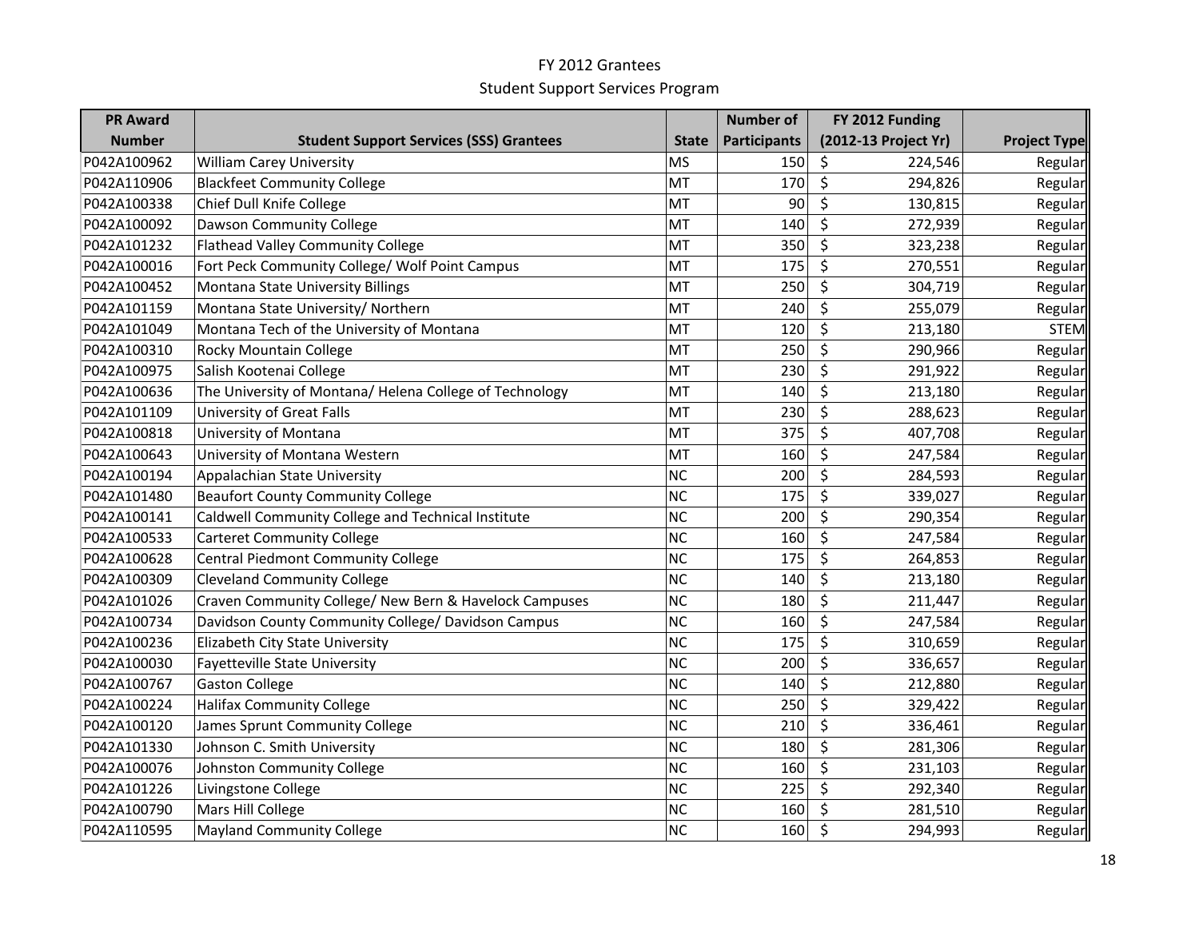# FY 2012 Grantees

## Student Support Services Program

| PR Award Number | Student Support Services (SSS) Grantees | State | Number of Participants | FY 2012 Funding (2012-13 Project Yr) | Project Type |
|---|---|---|---|---|---|
| P042A100962 | William Carey University | MS | 150 | $ 224,546 | Regular |
| P042A110906 | Blackfeet Community College | MT | 170 | $ 294,826 | Regular |
| P042A100338 | Chief Dull Knife College | MT | 90 | $ 130,815 | Regular |
| P042A100092 | Dawson Community College | MT | 140 | $ 272,939 | Regular |
| P042A101232 | Flathead Valley Community College | MT | 350 | $ 323,238 | Regular |
| P042A100016 | Fort Peck Community College/ Wolf Point Campus | MT | 175 | $ 270,551 | Regular |
| P042A100452 | Montana State University Billings | MT | 250 | $ 304,719 | Regular |
| P042A101159 | Montana State University/ Northern | MT | 240 | $ 255,079 | Regular |
| P042A101049 | Montana Tech of the University of Montana | MT | 120 | $ 213,180 | STEM |
| P042A100310 | Rocky Mountain College | MT | 250 | $ 290,966 | Regular |
| P042A100975 | Salish Kootenai College | MT | 230 | $ 291,922 | Regular |
| P042A100636 | The University of Montana/ Helena College of Technology | MT | 140 | $ 213,180 | Regular |
| P042A101109 | University of Great Falls | MT | 230 | $ 288,623 | Regular |
| P042A100818 | University of Montana | MT | 375 | $ 407,708 | Regular |
| P042A100643 | University of Montana Western | MT | 160 | $ 247,584 | Regular |
| P042A100194 | Appalachian State University | NC | 200 | $ 284,593 | Regular |
| P042A101480 | Beaufort County Community College | NC | 175 | $ 339,027 | Regular |
| P042A100141 | Caldwell Community College and Technical Institute | NC | 200 | $ 290,354 | Regular |
| P042A100533 | Carteret Community College | NC | 160 | $ 247,584 | Regular |
| P042A100628 | Central Piedmont Community College | NC | 175 | $ 264,853 | Regular |
| P042A100309 | Cleveland Community College | NC | 140 | $ 213,180 | Regular |
| P042A101026 | Craven Community College/ New Bern & Havelock Campuses | NC | 180 | $ 211,447 | Regular |
| P042A100734 | Davidson County Community College/ Davidson Campus | NC | 160 | $ 247,584 | Regular |
| P042A100236 | Elizabeth City State University | NC | 175 | $ 310,659 | Regular |
| P042A100030 | Fayetteville State University | NC | 200 | $ 336,657 | Regular |
| P042A100767 | Gaston College | NC | 140 | $ 212,880 | Regular |
| P042A100224 | Halifax Community College | NC | 250 | $ 329,422 | Regular |
| P042A100120 | James Sprunt Community College | NC | 210 | $ 336,461 | Regular |
| P042A101330 | Johnson C. Smith University | NC | 180 | $ 281,306 | Regular |
| P042A100076 | Johnston Community College | NC | 160 | $ 231,103 | Regular |
| P042A101226 | Livingstone College | NC | 225 | $ 292,340 | Regular |
| P042A100790 | Mars Hill College | NC | 160 | $ 281,510 | Regular |
| P042A110595 | Mayland Community College | NC | 160 | $ 294,993 | Regular |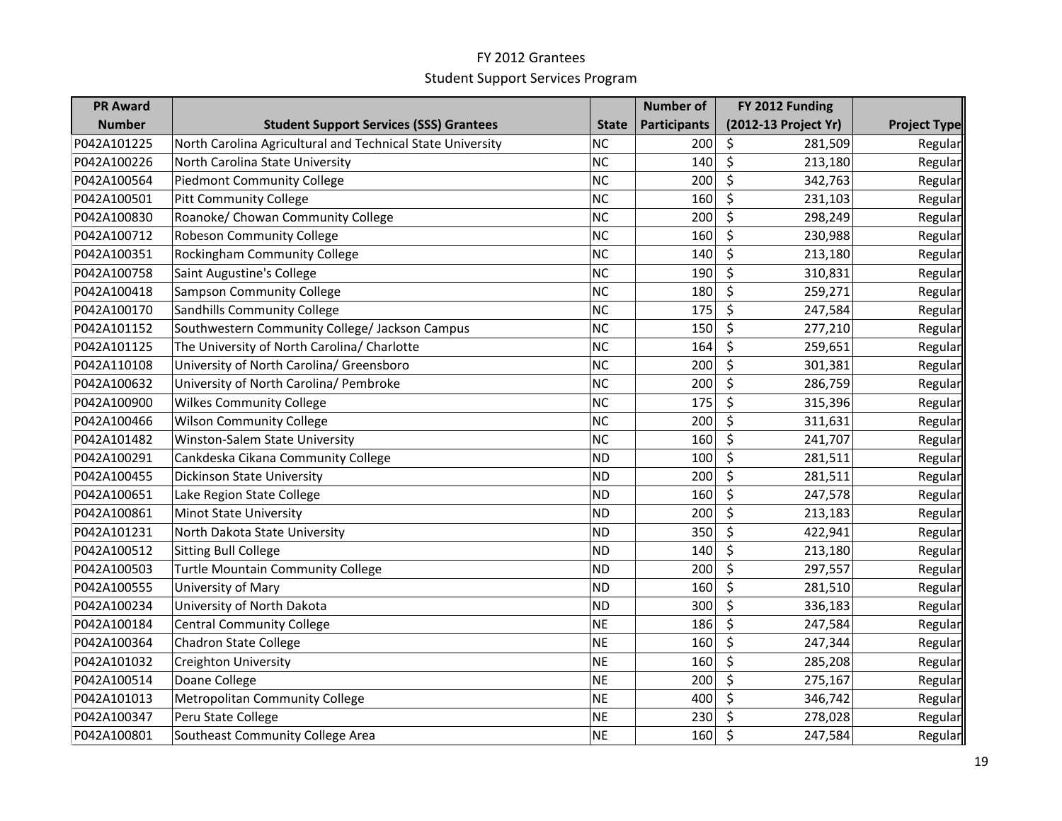FY 2012 Grantees

Student Support Services Program

| PR Award Number | Student Support Services (SSS) Grantees | State | Number of Participants | FY 2012 Funding (2012-13 Project Yr) | Project Type |
|---|---|---|---|---|---|
| P042A101225 | North Carolina Agricultural and Technical State University | NC | 200 | $ 281,509 | Regular |
| P042A100226 | North Carolina State University | NC | 140 | $ 213,180 | Regular |
| P042A100564 | Piedmont Community College | NC | 200 | $ 342,763 | Regular |
| P042A100501 | Pitt Community College | NC | 160 | $ 231,103 | Regular |
| P042A100830 | Roanoke/ Chowan Community College | NC | 200 | $ 298,249 | Regular |
| P042A100712 | Robeson Community College | NC | 160 | $ 230,988 | Regular |
| P042A100351 | Rockingham Community College | NC | 140 | $ 213,180 | Regular |
| P042A100758 | Saint Augustine's College | NC | 190 | $ 310,831 | Regular |
| P042A100418 | Sampson Community College | NC | 180 | $ 259,271 | Regular |
| P042A100170 | Sandhills Community College | NC | 175 | $ 247,584 | Regular |
| P042A101152 | Southwestern Community College/ Jackson Campus | NC | 150 | $ 277,210 | Regular |
| P042A101125 | The University of North Carolina/ Charlotte | NC | 164 | $ 259,651 | Regular |
| P042A110108 | University of North Carolina/ Greensboro | NC | 200 | $ 301,381 | Regular |
| P042A100632 | University of North Carolina/ Pembroke | NC | 200 | $ 286,759 | Regular |
| P042A100900 | Wilkes Community College | NC | 175 | $ 315,396 | Regular |
| P042A100466 | Wilson Community College | NC | 200 | $ 311,631 | Regular |
| P042A101482 | Winston-Salem State University | NC | 160 | $ 241,707 | Regular |
| P042A100291 | Cankdeska Cikana Community College | ND | 100 | $ 281,511 | Regular |
| P042A100455 | Dickinson State University | ND | 200 | $ 281,511 | Regular |
| P042A100651 | Lake Region State College | ND | 160 | $ 247,578 | Regular |
| P042A100861 | Minot State University | ND | 200 | $ 213,183 | Regular |
| P042A101231 | North Dakota State University | ND | 350 | $ 422,941 | Regular |
| P042A100512 | Sitting Bull College | ND | 140 | $ 213,180 | Regular |
| P042A100503 | Turtle Mountain Community College | ND | 200 | $ 297,557 | Regular |
| P042A100555 | University of Mary | ND | 160 | $ 281,510 | Regular |
| P042A100234 | University of North Dakota | ND | 300 | $ 336,183 | Regular |
| P042A100184 | Central Community College | NE | 186 | $ 247,584 | Regular |
| P042A100364 | Chadron State College | NE | 160 | $ 247,344 | Regular |
| P042A101032 | Creighton University | NE | 160 | $ 285,208 | Regular |
| P042A100514 | Doane College | NE | 200 | $ 275,167 | Regular |
| P042A101013 | Metropolitan Community College | NE | 400 | $ 346,742 | Regular |
| P042A100347 | Peru State College | NE | 230 | $ 278,028 | Regular |
| P042A100801 | Southeast Community College Area | NE | 160 | $ 247,584 | Regular |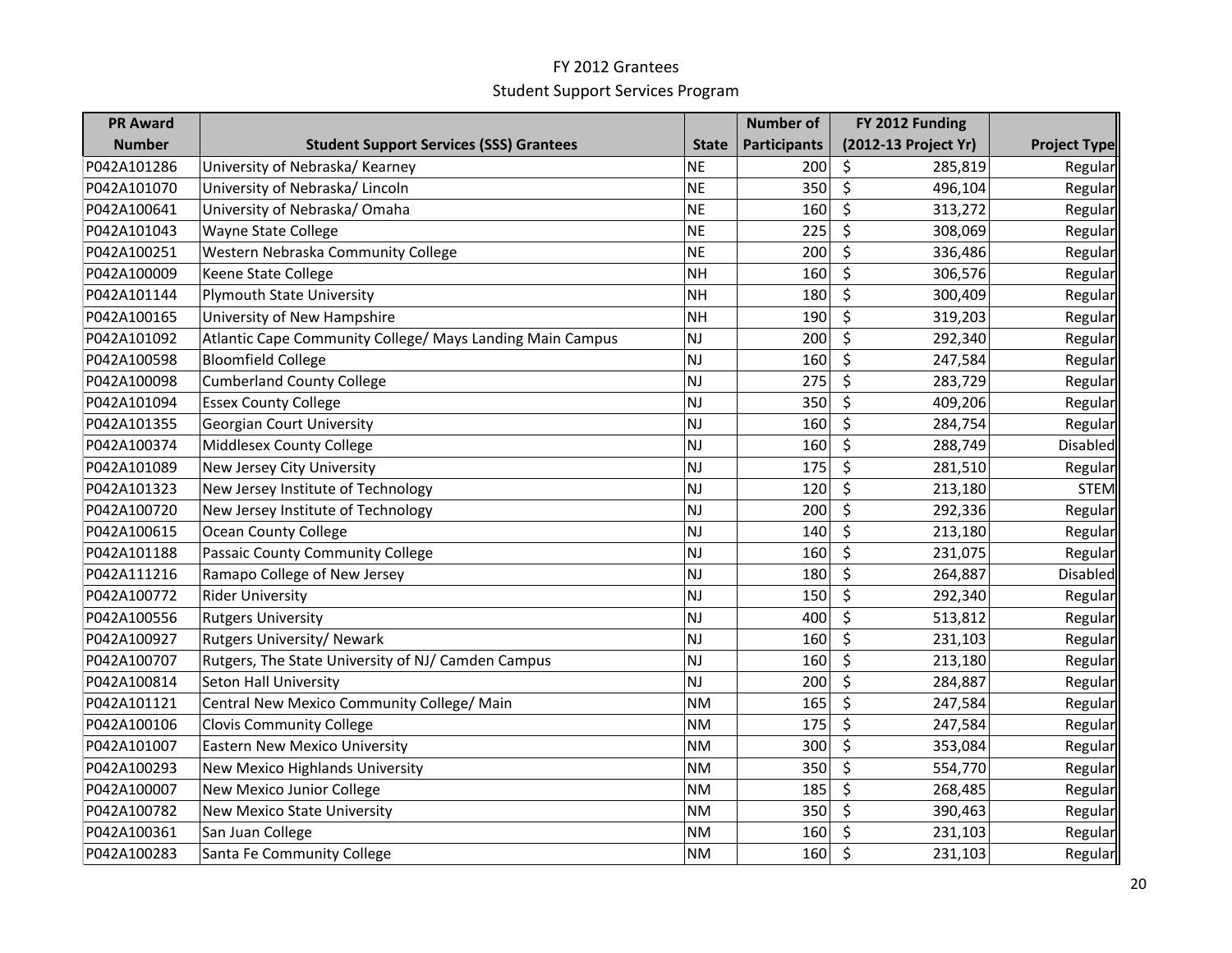FY 2012 Grantees

Student Support Services Program

| PR Award Number | Student Support Services (SSS) Grantees | State | Number of Participants | FY 2012 Funding (2012-13 Project Yr) | Project Type |
|---|---|---|---|---|---|
| P042A101286 | University of Nebraska/ Kearney | NE | 200 | $ 285,819 | Regular |
| P042A101070 | University of Nebraska/ Lincoln | NE | 350 | $ 496,104 | Regular |
| P042A100641 | University of Nebraska/ Omaha | NE | 160 | $ 313,272 | Regular |
| P042A101043 | Wayne State College | NE | 225 | $ 308,069 | Regular |
| P042A100251 | Western Nebraska Community College | NE | 200 | $ 336,486 | Regular |
| P042A100009 | Keene State College | NH | 160 | $ 306,576 | Regular |
| P042A101144 | Plymouth State University | NH | 180 | $ 300,409 | Regular |
| P042A100165 | University of New Hampshire | NH | 190 | $ 319,203 | Regular |
| P042A101092 | Atlantic Cape Community College/ Mays Landing Main Campus | NJ | 200 | $ 292,340 | Regular |
| P042A100598 | Bloomfield College | NJ | 160 | $ 247,584 | Regular |
| P042A100098 | Cumberland County College | NJ | 275 | $ 283,729 | Regular |
| P042A101094 | Essex County College | NJ | 350 | $ 409,206 | Regular |
| P042A101355 | Georgian Court University | NJ | 160 | $ 284,754 | Regular |
| P042A100374 | Middlesex County College | NJ | 160 | $ 288,749 | Disabled |
| P042A101089 | New Jersey City University | NJ | 175 | $ 281,510 | Regular |
| P042A101323 | New Jersey Institute of Technology | NJ | 120 | $ 213,180 | STEM |
| P042A100720 | New Jersey Institute of Technology | NJ | 200 | $ 292,336 | Regular |
| P042A100615 | Ocean County College | NJ | 140 | $ 213,180 | Regular |
| P042A101188 | Passaic County Community College | NJ | 160 | $ 231,075 | Regular |
| P042A111216 | Ramapo College of New Jersey | NJ | 180 | $ 264,887 | Disabled |
| P042A100772 | Rider University | NJ | 150 | $ 292,340 | Regular |
| P042A100556 | Rutgers University | NJ | 400 | $ 513,812 | Regular |
| P042A100927 | Rutgers University/ Newark | NJ | 160 | $ 231,103 | Regular |
| P042A100707 | Rutgers, The State University of NJ/ Camden Campus | NJ | 160 | $ 213,180 | Regular |
| P042A100814 | Seton Hall University | NJ | 200 | $ 284,887 | Regular |
| P042A101121 | Central New Mexico Community College/ Main | NM | 165 | $ 247,584 | Regular |
| P042A100106 | Clovis Community College | NM | 175 | $ 247,584 | Regular |
| P042A101007 | Eastern New Mexico University | NM | 300 | $ 353,084 | Regular |
| P042A100293 | New Mexico Highlands University | NM | 350 | $ 554,770 | Regular |
| P042A100007 | New Mexico Junior College | NM | 185 | $ 268,485 | Regular |
| P042A100782 | New Mexico State University | NM | 350 | $ 390,463 | Regular |
| P042A100361 | San Juan College | NM | 160 | $ 231,103 | Regular |
| P042A100283 | Santa Fe Community College | NM | 160 | $ 231,103 | Regular |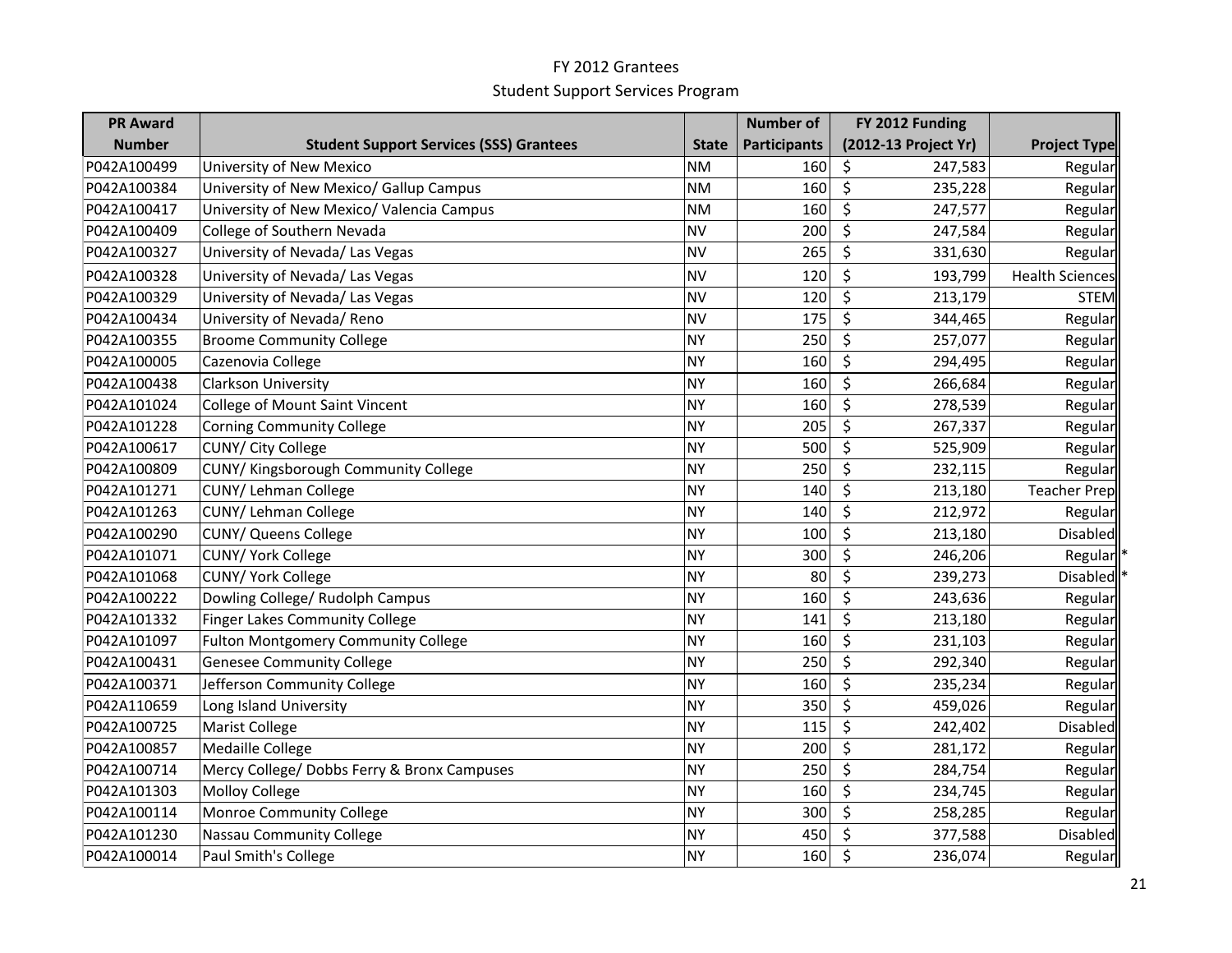FY 2012 Grantees

Student Support Services Program

| PR Award Number | Student Support Services (SSS) Grantees | State | Number of Participants | FY 2012 Funding (2012-13 Project Yr) | Project Type |
|---|---|---|---|---|---|
| P042A100499 | University of New Mexico | NM | 160 | $ 247,583 | Regular |
| P042A100384 | University of New Mexico/ Gallup Campus | NM | 160 | $ 235,228 | Regular |
| P042A100417 | University of New Mexico/ Valencia Campus | NM | 160 | $ 247,577 | Regular |
| P042A100409 | College of Southern Nevada | NV | 200 | $ 247,584 | Regular |
| P042A100327 | University of Nevada/ Las Vegas | NV | 265 | $ 331,630 | Regular |
| P042A100328 | University of Nevada/ Las Vegas | NV | 120 | $ 193,799 | Health Sciences |
| P042A100329 | University of Nevada/ Las Vegas | NV | 120 | $ 213,179 | STEM |
| P042A100434 | University of Nevada/ Reno | NV | 175 | $ 344,465 | Regular |
| P042A100355 | Broome Community College | NY | 250 | $ 257,077 | Regular |
| P042A100005 | Cazenovia College | NY | 160 | $ 294,495 | Regular |
| P042A100438 | Clarkson University | NY | 160 | $ 266,684 | Regular |
| P042A101024 | College of Mount Saint Vincent | NY | 160 | $ 278,539 | Regular |
| P042A101228 | Corning Community College | NY | 205 | $ 267,337 | Regular |
| P042A100617 | CUNY/ City College | NY | 500 | $ 525,909 | Regular |
| P042A100809 | CUNY/ Kingsborough Community College | NY | 250 | $ 232,115 | Regular |
| P042A101271 | CUNY/ Lehman College | NY | 140 | $ 213,180 | Teacher Prep |
| P042A101263 | CUNY/ Lehman College | NY | 140 | $ 212,972 | Regular |
| P042A100290 | CUNY/ Queens College | NY | 100 | $ 213,180 | Disabled |
| P042A101071 | CUNY/ York College | NY | 300 | $ 246,206 | Regular * |
| P042A101068 | CUNY/ York College | NY | 80 | $ 239,273 | Disabled * |
| P042A100222 | Dowling College/ Rudolph Campus | NY | 160 | $ 243,636 | Regular |
| P042A101332 | Finger Lakes Community College | NY | 141 | $ 213,180 | Regular |
| P042A101097 | Fulton Montgomery Community College | NY | 160 | $ 231,103 | Regular |
| P042A100431 | Genesee Community College | NY | 250 | $ 292,340 | Regular |
| P042A100371 | Jefferson Community College | NY | 160 | $ 235,234 | Regular |
| P042A110659 | Long Island University | NY | 350 | $ 459,026 | Regular |
| P042A100725 | Marist College | NY | 115 | $ 242,402 | Disabled |
| P042A100857 | Medaille College | NY | 200 | $ 281,172 | Regular |
| P042A100714 | Mercy College/ Dobbs Ferry & Bronx Campuses | NY | 250 | $ 284,754 | Regular |
| P042A101303 | Molloy College | NY | 160 | $ 234,745 | Regular |
| P042A100114 | Monroe Community College | NY | 300 | $ 258,285 | Regular |
| P042A101230 | Nassau Community College | NY | 450 | $ 377,588 | Disabled |
| P042A100014 | Paul Smith's College | NY | 160 | $ 236,074 | Regular |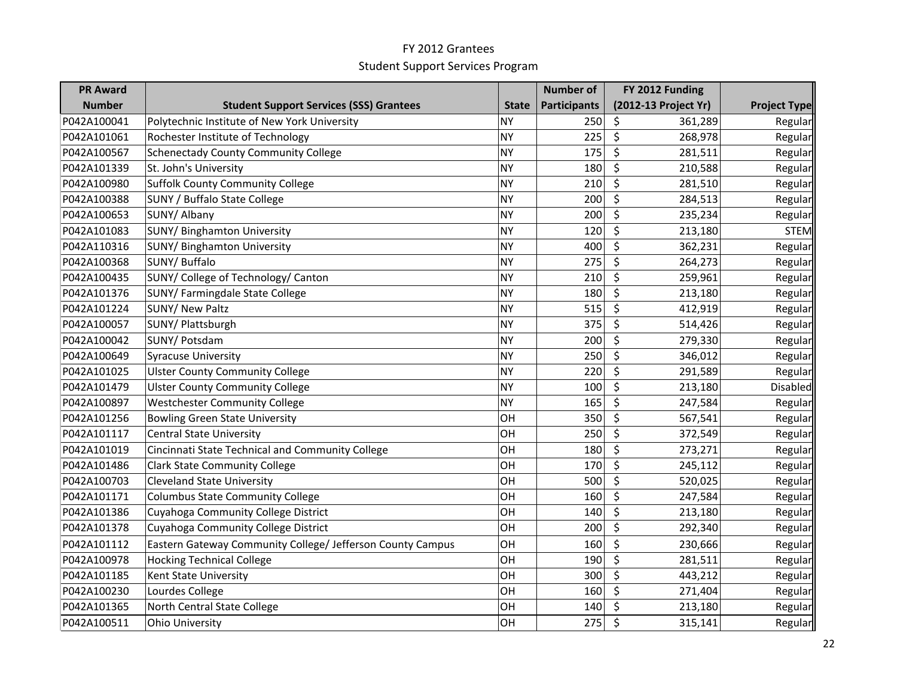# FY 2012 Grantees

## Student Support Services Program

| PR Award Number | Student Support Services (SSS) Grantees | State | Number of Participants | FY 2012 Funding (2012-13 Project Yr) | Project Type |
|---|---|---|---|---|---|
| P042A100041 | Polytechnic Institute of New York University | NY | 250 | $ 361,289 | Regular |
| P042A101061 | Rochester Institute of Technology | NY | 225 | $ 268,978 | Regular |
| P042A100567 | Schenectady County Community College | NY | 175 | $ 281,511 | Regular |
| P042A101339 | St. John's University | NY | 180 | $ 210,588 | Regular |
| P042A100980 | Suffolk County Community College | NY | 210 | $ 281,510 | Regular |
| P042A100388 | SUNY / Buffalo State College | NY | 200 | $ 284,513 | Regular |
| P042A100653 | SUNY/ Albany | NY | 200 | $ 235,234 | Regular |
| P042A101083 | SUNY/ Binghamton University | NY | 120 | $ 213,180 | STEM |
| P042A110316 | SUNY/ Binghamton University | NY | 400 | $ 362,231 | Regular |
| P042A100368 | SUNY/ Buffalo | NY | 275 | $ 264,273 | Regular |
| P042A100435 | SUNY/ College of Technology/ Canton | NY | 210 | $ 259,961 | Regular |
| P042A101376 | SUNY/ Farmingdale State College | NY | 180 | $ 213,180 | Regular |
| P042A101224 | SUNY/ New Paltz | NY | 515 | $ 412,919 | Regular |
| P042A100057 | SUNY/ Plattsburgh | NY | 375 | $ 514,426 | Regular |
| P042A100042 | SUNY/ Potsdam | NY | 200 | $ 279,330 | Regular |
| P042A100649 | Syracuse University | NY | 250 | $ 346,012 | Regular |
| P042A101025 | Ulster County Community College | NY | 220 | $ 291,589 | Regular |
| P042A101479 | Ulster County Community College | NY | 100 | $ 213,180 | Disabled |
| P042A100897 | Westchester Community College | NY | 165 | $ 247,584 | Regular |
| P042A101256 | Bowling Green State University | OH | 350 | $ 567,541 | Regular |
| P042A101117 | Central State University | OH | 250 | $ 372,549 | Regular |
| P042A101019 | Cincinnati State Technical and Community College | OH | 180 | $ 273,271 | Regular |
| P042A101486 | Clark State Community College | OH | 170 | $ 245,112 | Regular |
| P042A100703 | Cleveland State University | OH | 500 | $ 520,025 | Regular |
| P042A101171 | Columbus State Community College | OH | 160 | $ 247,584 | Regular |
| P042A101386 | Cuyahoga Community College District | OH | 140 | $ 213,180 | Regular |
| P042A101378 | Cuyahoga Community College District | OH | 200 | $ 292,340 | Regular |
| P042A101112 | Eastern Gateway Community College/ Jefferson County Campus | OH | 160 | $ 230,666 | Regular |
| P042A100978 | Hocking Technical College | OH | 190 | $ 281,511 | Regular |
| P042A101185 | Kent State University | OH | 300 | $ 443,212 | Regular |
| P042A100230 | Lourdes College | OH | 160 | $ 271,404 | Regular |
| P042A101365 | North Central State College | OH | 140 | $ 213,180 | Regular |
| P042A100511 | Ohio University | OH | 275 | $ 315,141 | Regular |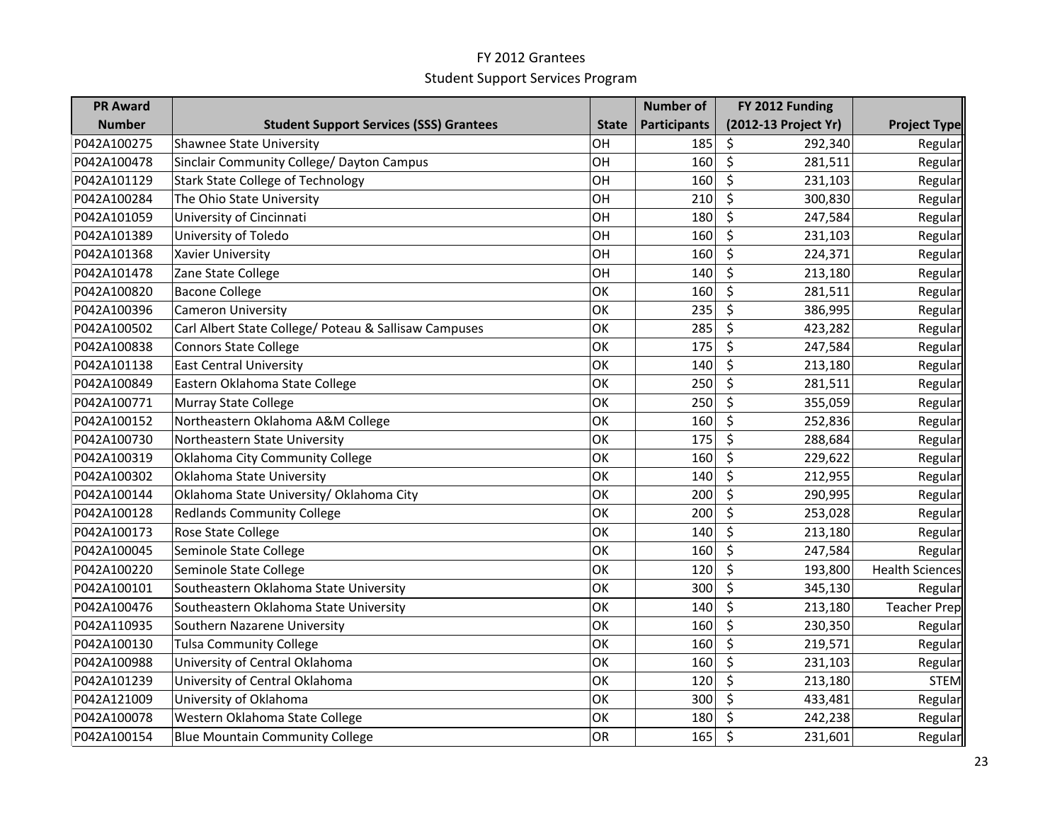# FY 2012 Grantees

## Student Support Services Program

| PR Award Number | Student Support Services (SSS) Grantees | State | Number of Participants | FY 2012 Funding (2012-13 Project Yr) | Project Type |
|---|---|---|---|---|---|
| P042A100275 | Shawnee State University | OH | 185 | $ 292,340 | Regular |
| P042A100478 | Sinclair Community College/ Dayton Campus | OH | 160 | $ 281,511 | Regular |
| P042A101129 | Stark State College of Technology | OH | 160 | $ 231,103 | Regular |
| P042A100284 | The Ohio State University | OH | 210 | $ 300,830 | Regular |
| P042A101059 | University of Cincinnati | OH | 180 | $ 247,584 | Regular |
| P042A101389 | University of Toledo | OH | 160 | $ 231,103 | Regular |
| P042A101368 | Xavier University | OH | 160 | $ 224,371 | Regular |
| P042A101478 | Zane State College | OH | 140 | $ 213,180 | Regular |
| P042A100820 | Bacone College | OK | 160 | $ 281,511 | Regular |
| P042A100396 | Cameron University | OK | 235 | $ 386,995 | Regular |
| P042A100502 | Carl Albert State College/ Poteau & Sallisaw Campuses | OK | 285 | $ 423,282 | Regular |
| P042A100838 | Connors State College | OK | 175 | $ 247,584 | Regular |
| P042A101138 | East Central University | OK | 140 | $ 213,180 | Regular |
| P042A100849 | Eastern Oklahoma State College | OK | 250 | $ 281,511 | Regular |
| P042A100771 | Murray State College | OK | 250 | $ 355,059 | Regular |
| P042A100152 | Northeastern Oklahoma A&M College | OK | 160 | $ 252,836 | Regular |
| P042A100730 | Northeastern State University | OK | 175 | $ 288,684 | Regular |
| P042A100319 | Oklahoma City Community College | OK | 160 | $ 229,622 | Regular |
| P042A100302 | Oklahoma State University | OK | 140 | $ 212,955 | Regular |
| P042A100144 | Oklahoma State University/ Oklahoma City | OK | 200 | $ 290,995 | Regular |
| P042A100128 | Redlands Community College | OK | 200 | $ 253,028 | Regular |
| P042A100173 | Rose State College | OK | 140 | $ 213,180 | Regular |
| P042A100045 | Seminole State College | OK | 160 | $ 247,584 | Regular |
| P042A100220 | Seminole State College | OK | 120 | $ 193,800 | Health Sciences |
| P042A100101 | Southeastern Oklahoma State University | OK | 300 | $ 345,130 | Regular |
| P042A100476 | Southeastern Oklahoma State University | OK | 140 | $ 213,180 | Teacher Prep |
| P042A110935 | Southern Nazarene University | OK | 160 | $ 230,350 | Regular |
| P042A100130 | Tulsa Community College | OK | 160 | $ 219,571 | Regular |
| P042A100988 | University of Central Oklahoma | OK | 160 | $ 231,103 | Regular |
| P042A101239 | University of Central Oklahoma | OK | 120 | $ 213,180 | STEM |
| P042A121009 | University of Oklahoma | OK | 300 | $ 433,481 | Regular |
| P042A100078 | Western Oklahoma State College | OK | 180 | $ 242,238 | Regular |
| P042A100154 | Blue Mountain Community College | OR | 165 | $ 231,601 | Regular |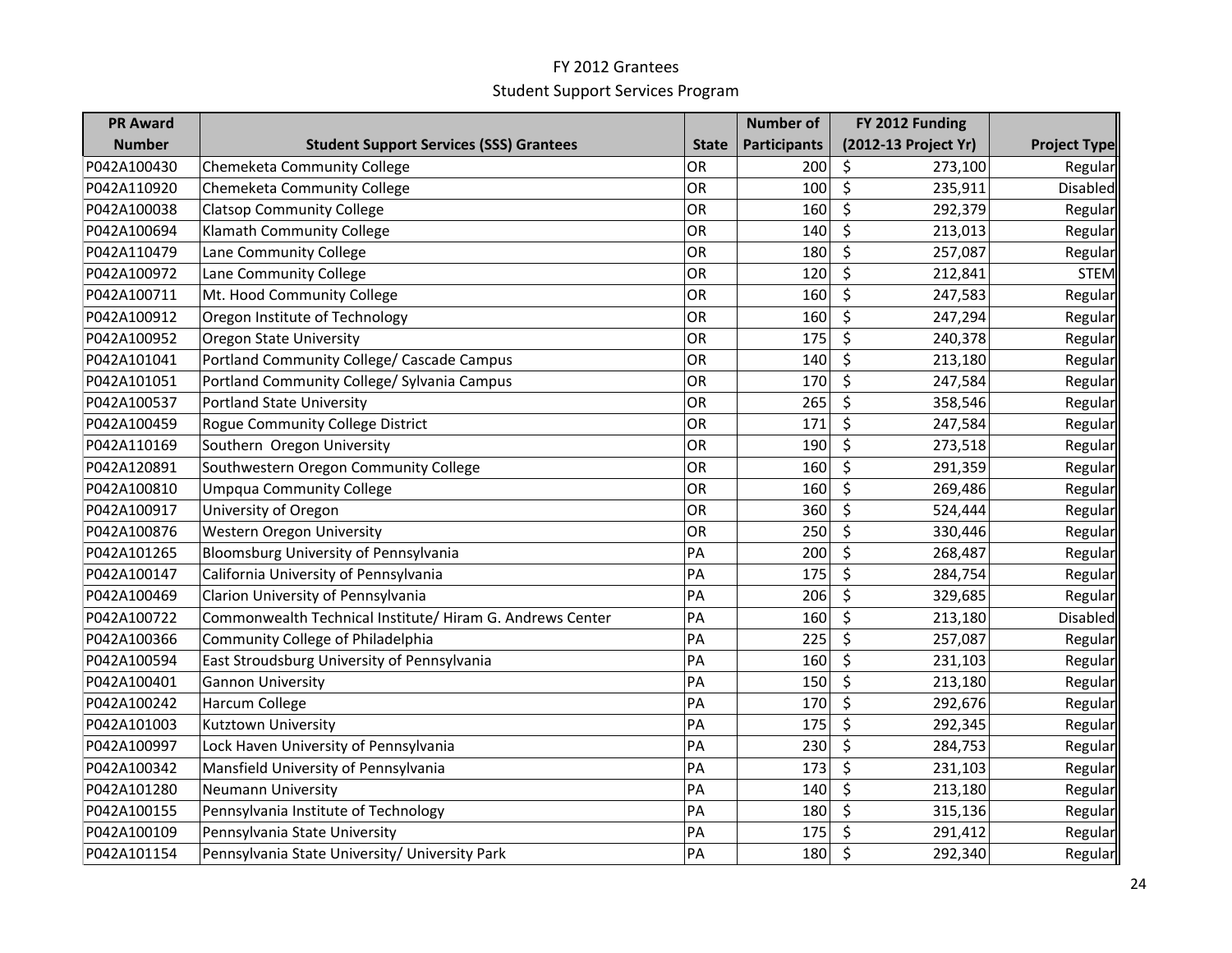# FY 2012 Grantees

## Student Support Services Program

| PR Award Number | Student Support Services (SSS) Grantees | State | Number of Participants | FY 2012 Funding (2012-13 Project Yr) | Project Type |
|---|---|---|---|---|---|
| P042A100430 | Chemeketa Community College | OR | 200 | $ 273,100 | Regular |
| P042A110920 | Chemeketa Community College | OR | 100 | $ 235,911 | Disabled |
| P042A100038 | Clatsop Community College | OR | 160 | $ 292,379 | Regular |
| P042A100694 | Klamath Community College | OR | 140 | $ 213,013 | Regular |
| P042A110479 | Lane Community College | OR | 180 | $ 257,087 | Regular |
| P042A100972 | Lane Community College | OR | 120 | $ 212,841 | STEM |
| P042A100711 | Mt. Hood Community College | OR | 160 | $ 247,583 | Regular |
| P042A100912 | Oregon Institute of Technology | OR | 160 | $ 247,294 | Regular |
| P042A100952 | Oregon State University | OR | 175 | $ 240,378 | Regular |
| P042A101041 | Portland Community College/ Cascade Campus | OR | 140 | $ 213,180 | Regular |
| P042A101051 | Portland Community College/ Sylvania Campus | OR | 170 | $ 247,584 | Regular |
| P042A100537 | Portland State University | OR | 265 | $ 358,546 | Regular |
| P042A100459 | Rogue Community College District | OR | 171 | $ 247,584 | Regular |
| P042A110169 | Southern Oregon University | OR | 190 | $ 273,518 | Regular |
| P042A120891 | Southwestern Oregon Community College | OR | 160 | $ 291,359 | Regular |
| P042A100810 | Umpqua Community College | OR | 160 | $ 269,486 | Regular |
| P042A100917 | University of Oregon | OR | 360 | $ 524,444 | Regular |
| P042A100876 | Western Oregon University | OR | 250 | $ 330,446 | Regular |
| P042A101265 | Bloomsburg University of Pennsylvania | PA | 200 | $ 268,487 | Regular |
| P042A100147 | California University of Pennsylvania | PA | 175 | $ 284,754 | Regular |
| P042A100469 | Clarion University of Pennsylvania | PA | 206 | $ 329,685 | Regular |
| P042A100722 | Commonwealth Technical Institute/ Hiram G. Andrews Center | PA | 160 | $ 213,180 | Disabled |
| P042A100366 | Community College of Philadelphia | PA | 225 | $ 257,087 | Regular |
| P042A100594 | East Stroudsburg University of Pennsylvania | PA | 160 | $ 231,103 | Regular |
| P042A100401 | Gannon University | PA | 150 | $ 213,180 | Regular |
| P042A100242 | Harcum College | PA | 170 | $ 292,676 | Regular |
| P042A101003 | Kutztown University | PA | 175 | $ 292,345 | Regular |
| P042A100997 | Lock Haven University of Pennsylvania | PA | 230 | $ 284,753 | Regular |
| P042A100342 | Mansfield University of Pennsylvania | PA | 173 | $ 231,103 | Regular |
| P042A101280 | Neumann University | PA | 140 | $ 213,180 | Regular |
| P042A100155 | Pennsylvania Institute of Technology | PA | 180 | $ 315,136 | Regular |
| P042A100109 | Pennsylvania State University | PA | 175 | $ 291,412 | Regular |
| P042A101154 | Pennsylvania State University/ University Park | PA | 180 | $ 292,340 | Regular |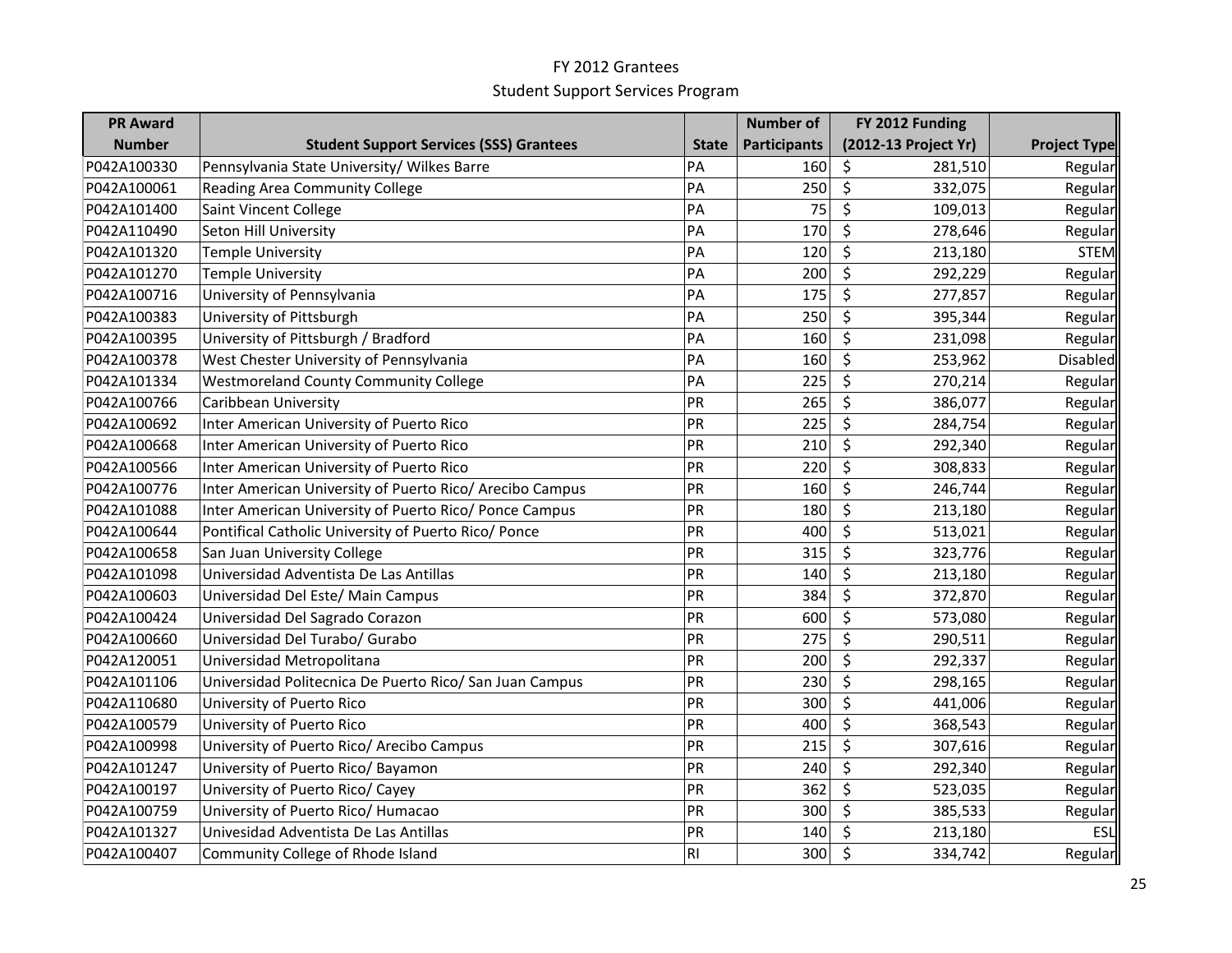# FY 2012 Grantees
## Student Support Services Program

| PR Award Number | Student Support Services (SSS) Grantees | State | Number of Participants | FY 2012 Funding (2012-13 Project Yr) | Project Type |
|---|---|---|---|---|---|
| P042A100330 | Pennsylvania State University/ Wilkes Barre | PA | 160 | $ 281,510 | Regular |
| P042A100061 | Reading Area Community College | PA | 250 | $ 332,075 | Regular |
| P042A101400 | Saint Vincent College | PA | 75 | $ 109,013 | Regular |
| P042A110490 | Seton Hill University | PA | 170 | $ 278,646 | Regular |
| P042A101320 | Temple University | PA | 120 | $ 213,180 | STEM |
| P042A101270 | Temple University | PA | 200 | $ 292,229 | Regular |
| P042A100716 | University of Pennsylvania | PA | 175 | $ 277,857 | Regular |
| P042A100383 | University of Pittsburgh | PA | 250 | $ 395,344 | Regular |
| P042A100395 | University of Pittsburgh / Bradford | PA | 160 | $ 231,098 | Regular |
| P042A100378 | West Chester University of Pennsylvania | PA | 160 | $ 253,962 | Disabled |
| P042A101334 | Westmoreland County Community College | PA | 225 | $ 270,214 | Regular |
| P042A100766 | Caribbean University | PR | 265 | $ 386,077 | Regular |
| P042A100692 | Inter American University of Puerto Rico | PR | 225 | $ 284,754 | Regular |
| P042A100668 | Inter American University of Puerto Rico | PR | 210 | $ 292,340 | Regular |
| P042A100566 | Inter American University of Puerto Rico | PR | 220 | $ 308,833 | Regular |
| P042A100776 | Inter American University of Puerto Rico/ Arecibo Campus | PR | 160 | $ 246,744 | Regular |
| P042A101088 | Inter American University of Puerto Rico/ Ponce Campus | PR | 180 | $ 213,180 | Regular |
| P042A100644 | Pontifical Catholic University of Puerto Rico/ Ponce | PR | 400 | $ 513,021 | Regular |
| P042A100658 | San Juan University College | PR | 315 | $ 323,776 | Regular |
| P042A101098 | Universidad Adventista De Las Antillas | PR | 140 | $ 213,180 | Regular |
| P042A100603 | Universidad Del Este/ Main Campus | PR | 384 | $ 372,870 | Regular |
| P042A100424 | Universidad Del Sagrado Corazon | PR | 600 | $ 573,080 | Regular |
| P042A100660 | Universidad Del Turabo/ Gurabo | PR | 275 | $ 290,511 | Regular |
| P042A120051 | Universidad Metropolitana | PR | 200 | $ 292,337 | Regular |
| P042A101106 | Universidad Politecnica De Puerto Rico/ San Juan Campus | PR | 230 | $ 298,165 | Regular |
| P042A110680 | University of Puerto Rico | PR | 300 | $ 441,006 | Regular |
| P042A100579 | University of Puerto Rico | PR | 400 | $ 368,543 | Regular |
| P042A100998 | University of Puerto Rico/ Arecibo Campus | PR | 215 | $ 307,616 | Regular |
| P042A101247 | University of Puerto Rico/ Bayamon | PR | 240 | $ 292,340 | Regular |
| P042A100197 | University of Puerto Rico/ Cayey | PR | 362 | $ 523,035 | Regular |
| P042A100759 | University of Puerto Rico/ Humacao | PR | 300 | $ 385,533 | Regular |
| P042A101327 | Univesidad Adventista De Las Antillas | PR | 140 | $ 213,180 | ESL |
| P042A100407 | Community College of Rhode Island | RI | 300 | $ 334,742 | Regular |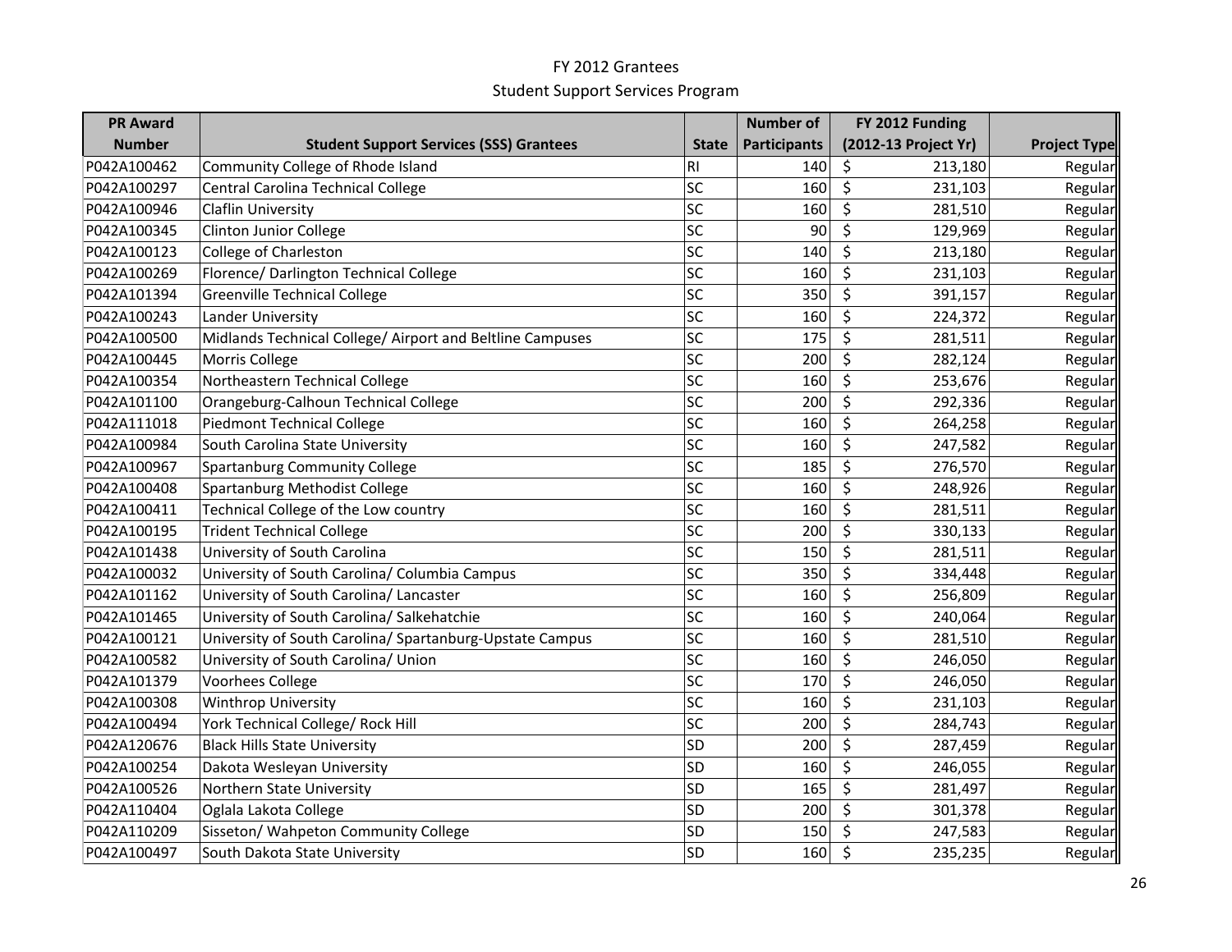# FY 2012 Grantees

## Student Support Services Program

| PR Award Number | Student Support Services (SSS) Grantees | State | Number of Participants | FY 2012 Funding (2012-13 Project Yr) | Project Type |
|---|---|---|---|---|---|
| P042A100462 | Community College of Rhode Island | RI | 140 | $ 213,180 | Regular |
| P042A100297 | Central Carolina Technical College | SC | 160 | $ 231,103 | Regular |
| P042A100946 | Claflin University | SC | 160 | $ 281,510 | Regular |
| P042A100345 | Clinton Junior College | SC | 90 | $ 129,969 | Regular |
| P042A100123 | College of Charleston | SC | 140 | $ 213,180 | Regular |
| P042A100269 | Florence/ Darlington Technical College | SC | 160 | $ 231,103 | Regular |
| P042A101394 | Greenville Technical College | SC | 350 | $ 391,157 | Regular |
| P042A100243 | Lander University | SC | 160 | $ 224,372 | Regular |
| P042A100500 | Midlands Technical College/ Airport and Beltline Campuses | SC | 175 | $ 281,511 | Regular |
| P042A100445 | Morris College | SC | 200 | $ 282,124 | Regular |
| P042A100354 | Northeastern Technical College | SC | 160 | $ 253,676 | Regular |
| P042A101100 | Orangeburg-Calhoun Technical College | SC | 200 | $ 292,336 | Regular |
| P042A111018 | Piedmont Technical College | SC | 160 | $ 264,258 | Regular |
| P042A100984 | South Carolina State University | SC | 160 | $ 247,582 | Regular |
| P042A100967 | Spartanburg Community College | SC | 185 | $ 276,570 | Regular |
| P042A100408 | Spartanburg Methodist College | SC | 160 | $ 248,926 | Regular |
| P042A100411 | Technical College of the Low country | SC | 160 | $ 281,511 | Regular |
| P042A100195 | Trident Technical College | SC | 200 | $ 330,133 | Regular |
| P042A101438 | University of South Carolina | SC | 150 | $ 281,511 | Regular |
| P042A100032 | University of South Carolina/ Columbia Campus | SC | 350 | $ 334,448 | Regular |
| P042A101162 | University of South Carolina/ Lancaster | SC | 160 | $ 256,809 | Regular |
| P042A101465 | University of South Carolina/ Salkehatchie | SC | 160 | $ 240,064 | Regular |
| P042A100121 | University of South Carolina/ Spartanburg-Upstate Campus | SC | 160 | $ 281,510 | Regular |
| P042A100582 | University of South Carolina/ Union | SC | 160 | $ 246,050 | Regular |
| P042A101379 | Voorhees College | SC | 170 | $ 246,050 | Regular |
| P042A100308 | Winthrop University | SC | 160 | $ 231,103 | Regular |
| P042A100494 | York Technical College/ Rock Hill | SC | 200 | $ 284,743 | Regular |
| P042A120676 | Black Hills State University | SD | 200 | $ 287,459 | Regular |
| P042A100254 | Dakota Wesleyan University | SD | 160 | $ 246,055 | Regular |
| P042A100526 | Northern State University | SD | 165 | $ 281,497 | Regular |
| P042A110404 | Oglala Lakota College | SD | 200 | $ 301,378 | Regular |
| P042A110209 | Sisseton/ Wahpeton Community College | SD | 150 | $ 247,583 | Regular |
| P042A100497 | South Dakota State University | SD | 160 | $ 235,235 | Regular |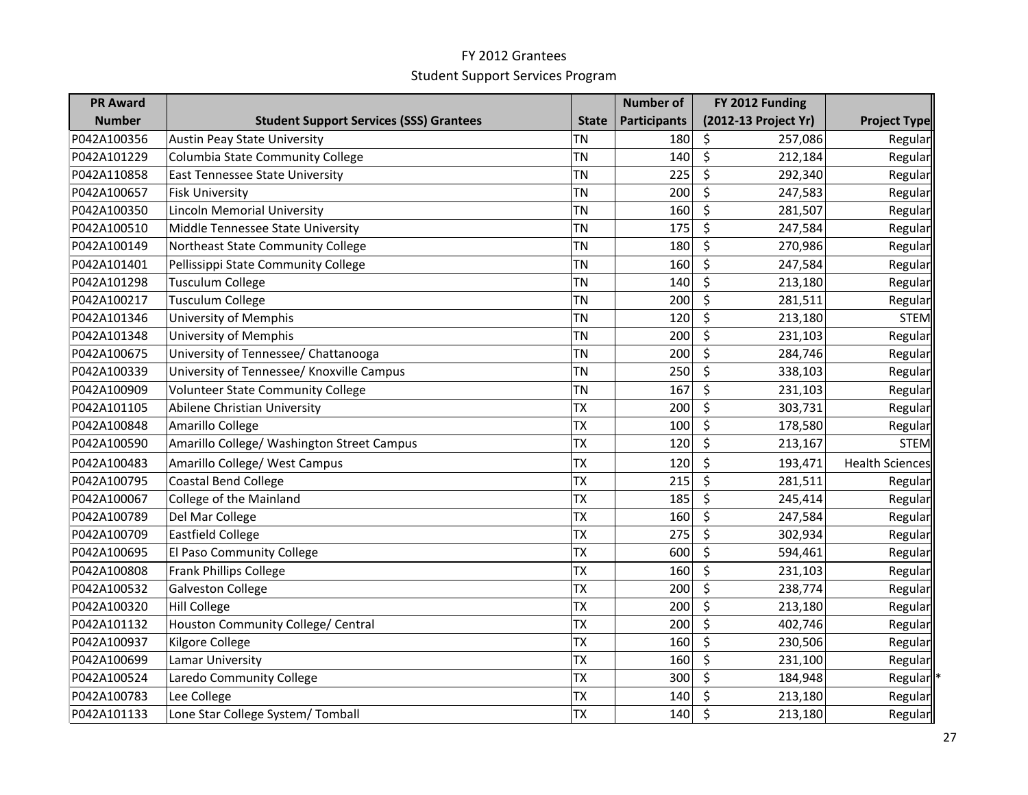# FY 2012 Grantees

## Student Support Services Program

| PR Award Number | Student Support Services (SSS) Grantees | State | Number of Participants | FY 2012 Funding (2012-13 Project Yr) | Project Type |
|---|---|---|---|---|---|
| P042A100356 | Austin Peay State University | TN | 180 | $ 257,086 | Regular |
| P042A101229 | Columbia State Community College | TN | 140 | $ 212,184 | Regular |
| P042A110858 | East Tennessee State University | TN | 225 | $ 292,340 | Regular |
| P042A100657 | Fisk University | TN | 200 | $ 247,583 | Regular |
| P042A100350 | Lincoln Memorial University | TN | 160 | $ 281,507 | Regular |
| P042A100510 | Middle Tennessee State University | TN | 175 | $ 247,584 | Regular |
| P042A100149 | Northeast State Community College | TN | 180 | $ 270,986 | Regular |
| P042A101401 | Pellissippi State Community College | TN | 160 | $ 247,584 | Regular |
| P042A101298 | Tusculum College | TN | 140 | $ 213,180 | Regular |
| P042A100217 | Tusculum College | TN | 200 | $ 281,511 | Regular |
| P042A101346 | University of Memphis | TN | 120 | $ 213,180 | STEM |
| P042A101348 | University of Memphis | TN | 200 | $ 231,103 | Regular |
| P042A100675 | University of Tennessee/ Chattanooga | TN | 200 | $ 284,746 | Regular |
| P042A100339 | University of Tennessee/ Knoxville Campus | TN | 250 | $ 338,103 | Regular |
| P042A100909 | Volunteer State Community College | TN | 167 | $ 231,103 | Regular |
| P042A101105 | Abilene Christian University | TX | 200 | $ 303,731 | Regular |
| P042A100848 | Amarillo College | TX | 100 | $ 178,580 | Regular |
| P042A100590 | Amarillo College/ Washington Street Campus | TX | 120 | $ 213,167 | STEM |
| P042A100483 | Amarillo College/ West Campus | TX | 120 | $ 193,471 | Health Sciences |
| P042A100795 | Coastal Bend College | TX | 215 | $ 281,511 | Regular |
| P042A100067 | College of the Mainland | TX | 185 | $ 245,414 | Regular |
| P042A100789 | Del Mar College | TX | 160 | $ 247,584 | Regular |
| P042A100709 | Eastfield College | TX | 275 | $ 302,934 | Regular |
| P042A100695 | El Paso Community College | TX | 600 | $ 594,461 | Regular |
| P042A100808 | Frank Phillips College | TX | 160 | $ 231,103 | Regular |
| P042A100532 | Galveston College | TX | 200 | $ 238,774 | Regular |
| P042A100320 | Hill College | TX | 200 | $ 213,180 | Regular |
| P042A101132 | Houston Community College/ Central | TX | 200 | $ 402,746 | Regular |
| P042A100937 | Kilgore College | TX | 160 | $ 230,506 | Regular |
| P042A100699 | Lamar University | TX | 160 | $ 231,100 | Regular |
| P042A100524 | Laredo Community College | TX | 300 | $ 184,948 | Regular * |
| P042A100783 | Lee College | TX | 140 | $ 213,180 | Regular |
| P042A101133 | Lone Star College System/ Tomball | TX | 140 | $ 213,180 | Regular |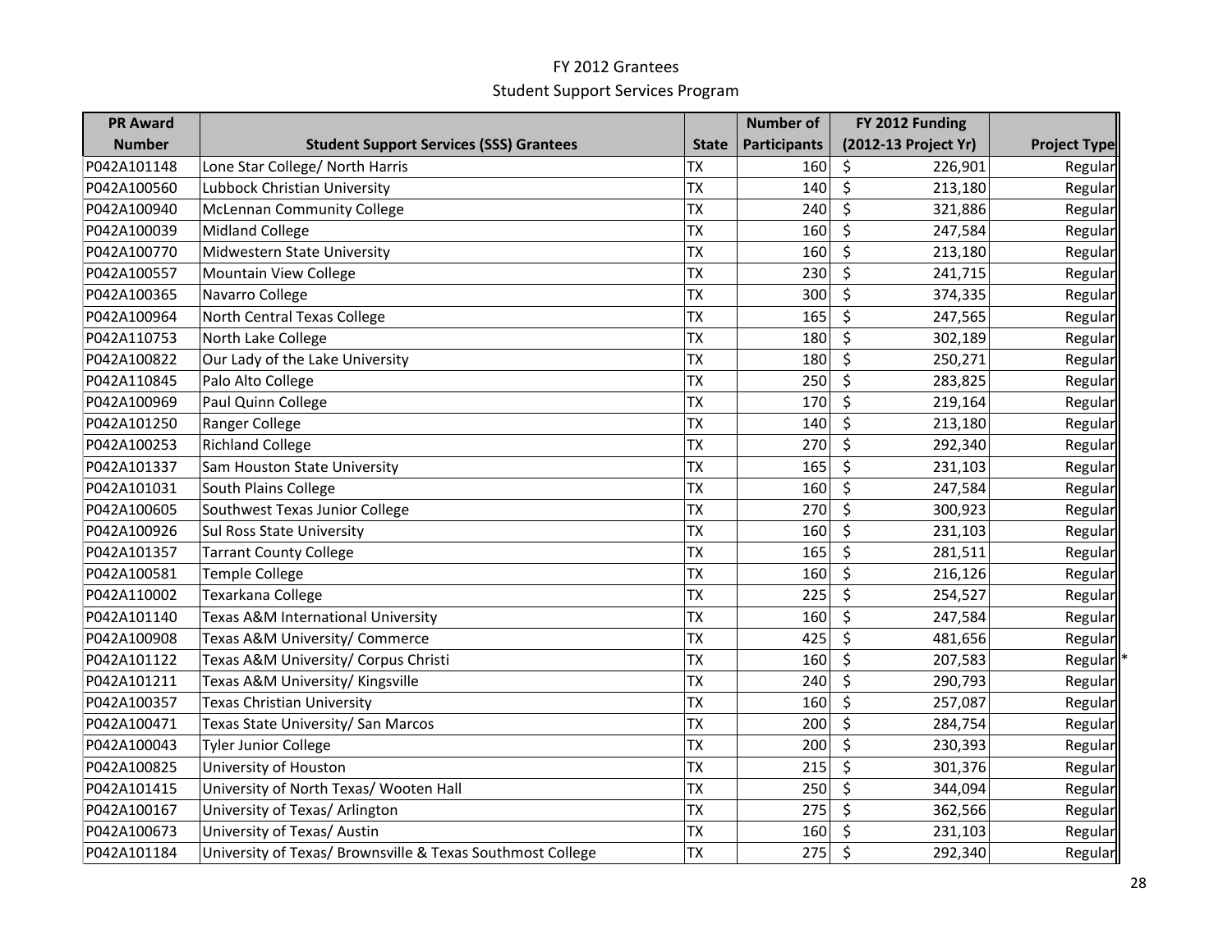# FY 2012 Grantees

## Student Support Services Program

| PR Award Number | Student Support Services (SSS) Grantees | State | Number of Participants | FY 2012 Funding (2012-13 Project Yr) | Project Type |
|---|---|---|---|---|---|
| P042A101148 | Lone Star College/ North Harris | TX | 160 | $ 226,901 | Regular |
| P042A100560 | Lubbock Christian University | TX | 140 | $ 213,180 | Regular |
| P042A100940 | McLennan Community College | TX | 240 | $ 321,886 | Regular |
| P042A100039 | Midland College | TX | 160 | $ 247,584 | Regular |
| P042A100770 | Midwestern State University | TX | 160 | $ 213,180 | Regular |
| P042A100557 | Mountain View College | TX | 230 | $ 241,715 | Regular |
| P042A100365 | Navarro College | TX | 300 | $ 374,335 | Regular |
| P042A100964 | North Central Texas College | TX | 165 | $ 247,565 | Regular |
| P042A110753 | North Lake College | TX | 180 | $ 302,189 | Regular |
| P042A100822 | Our Lady of the Lake University | TX | 180 | $ 250,271 | Regular |
| P042A110845 | Palo Alto College | TX | 250 | $ 283,825 | Regular |
| P042A100969 | Paul Quinn College | TX | 170 | $ 219,164 | Regular |
| P042A101250 | Ranger College | TX | 140 | $ 213,180 | Regular |
| P042A100253 | Richland College | TX | 270 | $ 292,340 | Regular |
| P042A101337 | Sam Houston State University | TX | 165 | $ 231,103 | Regular |
| P042A101031 | South Plains College | TX | 160 | $ 247,584 | Regular |
| P042A100605 | Southwest Texas Junior College | TX | 270 | $ 300,923 | Regular |
| P042A100926 | Sul Ross State University | TX | 160 | $ 231,103 | Regular |
| P042A101357 | Tarrant County College | TX | 165 | $ 281,511 | Regular |
| P042A100581 | Temple College | TX | 160 | $ 216,126 | Regular |
| P042A110002 | Texarkana College | TX | 225 | $ 254,527 | Regular |
| P042A101140 | Texas A&M International University | TX | 160 | $ 247,584 | Regular |
| P042A100908 | Texas A&M University/ Commerce | TX | 425 | $ 481,656 | Regular |
| P042A101122 | Texas A&M University/ Corpus Christi | TX | 160 | $ 207,583 | Regular * |
| P042A101211 | Texas A&M University/ Kingsville | TX | 240 | $ 290,793 | Regular |
| P042A100357 | Texas Christian University | TX | 160 | $ 257,087 | Regular |
| P042A100471 | Texas State University/ San Marcos | TX | 200 | $ 284,754 | Regular |
| P042A100043 | Tyler Junior College | TX | 200 | $ 230,393 | Regular |
| P042A100825 | University of Houston | TX | 215 | $ 301,376 | Regular |
| P042A101415 | University of North Texas/ Wooten Hall | TX | 250 | $ 344,094 | Regular |
| P042A100167 | University of Texas/ Arlington | TX | 275 | $ 362,566 | Regular |
| P042A100673 | University of Texas/ Austin | TX | 160 | $ 231,103 | Regular |
| P042A101184 | University of Texas/ Brownsville & Texas Southmost College | TX | 275 | $ 292,340 | Regular |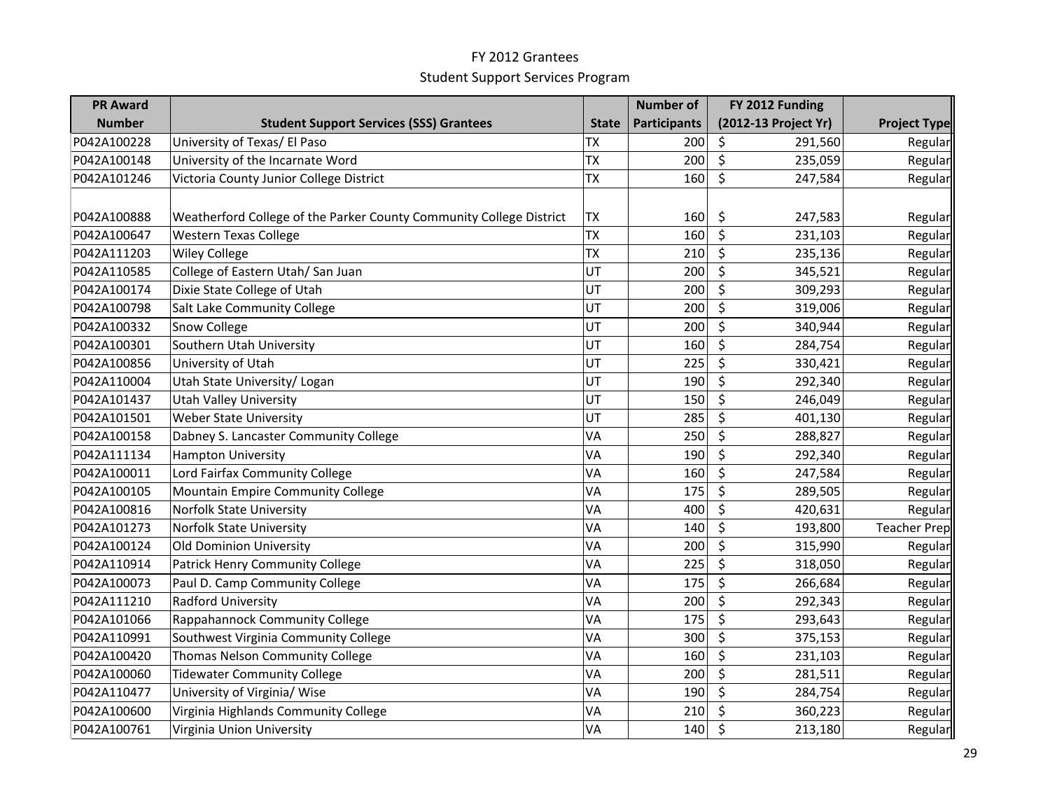FY 2012 Grantees

Student Support Services Program

| PR Award Number | Student Support Services (SSS) Grantees | State | Number of Participants | FY 2012 Funding (2012-13 Project Yr) | Project Type |
|---|---|---|---|---|---|
| P042A100228 | University of Texas/ El Paso | TX | 200 | $ 291,560 | Regular |
| P042A100148 | University of the Incarnate Word | TX | 200 | $ 235,059 | Regular |
| P042A101246 | Victoria County Junior College District | TX | 160 | $ 247,584 | Regular |
| P042A100888 | Weatherford College of the Parker County Community College District | TX | 160 | $ 247,583 | Regular |
| P042A100647 | Western Texas College | TX | 160 | $ 231,103 | Regular |
| P042A111203 | Wiley College | TX | 210 | $ 235,136 | Regular |
| P042A110585 | College of Eastern Utah/ San Juan | UT | 200 | $ 345,521 | Regular |
| P042A100174 | Dixie State College of Utah | UT | 200 | $ 309,293 | Regular |
| P042A100798 | Salt Lake Community College | UT | 200 | $ 319,006 | Regular |
| P042A100332 | Snow College | UT | 200 | $ 340,944 | Regular |
| P042A100301 | Southern Utah University | UT | 160 | $ 284,754 | Regular |
| P042A100856 | University of Utah | UT | 225 | $ 330,421 | Regular |
| P042A110004 | Utah State University/ Logan | UT | 190 | $ 292,340 | Regular |
| P042A101437 | Utah Valley University | UT | 150 | $ 246,049 | Regular |
| P042A101501 | Weber State University | UT | 285 | $ 401,130 | Regular |
| P042A100158 | Dabney S. Lancaster Community College | VA | 250 | $ 288,827 | Regular |
| P042A111134 | Hampton University | VA | 190 | $ 292,340 | Regular |
| P042A100011 | Lord Fairfax Community College | VA | 160 | $ 247,584 | Regular |
| P042A100105 | Mountain Empire Community College | VA | 175 | $ 289,505 | Regular |
| P042A100816 | Norfolk State University | VA | 400 | $ 420,631 | Regular |
| P042A101273 | Norfolk State University | VA | 140 | $ 193,800 | Teacher Prep |
| P042A100124 | Old Dominion University | VA | 200 | $ 315,990 | Regular |
| P042A110914 | Patrick Henry Community College | VA | 225 | $ 318,050 | Regular |
| P042A100073 | Paul D. Camp Community College | VA | 175 | $ 266,684 | Regular |
| P042A111210 | Radford University | VA | 200 | $ 292,343 | Regular |
| P042A101066 | Rappahannock Community College | VA | 175 | $ 293,643 | Regular |
| P042A110991 | Southwest Virginia Community College | VA | 300 | $ 375,153 | Regular |
| P042A100420 | Thomas Nelson Community College | VA | 160 | $ 231,103 | Regular |
| P042A100060 | Tidewater Community College | VA | 200 | $ 281,511 | Regular |
| P042A110477 | University of Virginia/ Wise | VA | 190 | $ 284,754 | Regular |
| P042A100600 | Virginia Highlands Community College | VA | 210 | $ 360,223 | Regular |
| P042A100761 | Virginia Union University | VA | 140 | $ 213,180 | Regular |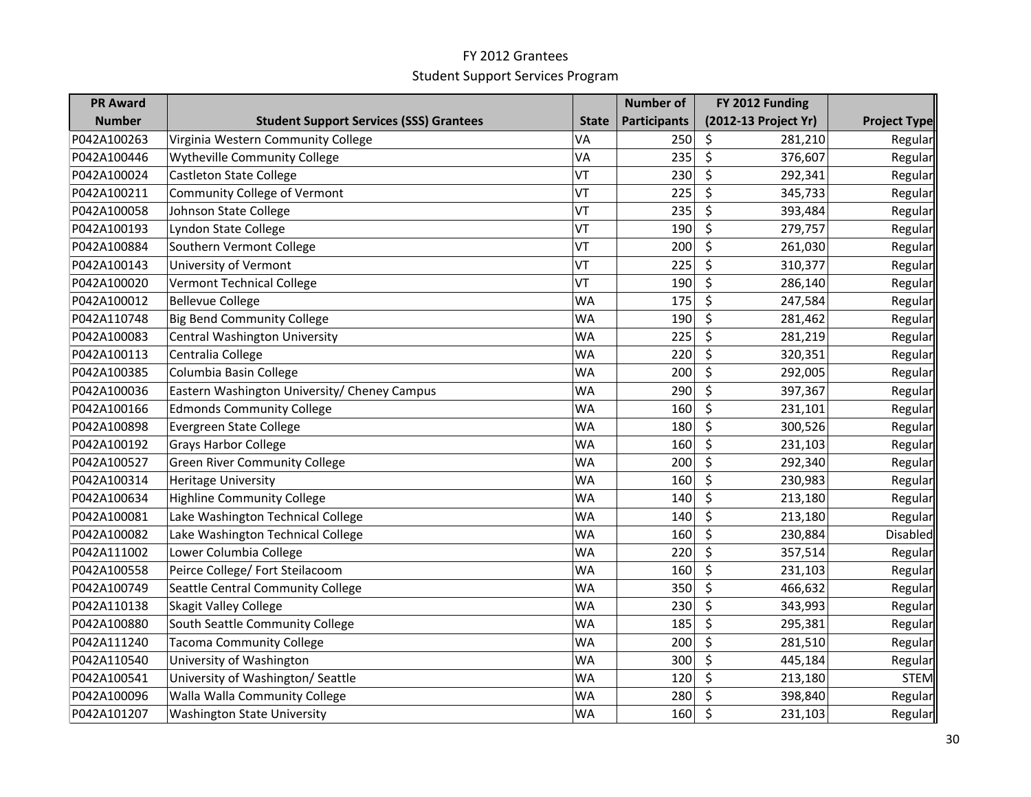# FY 2012 Grantees

## Student Support Services Program

| PR Award Number | Student Support Services (SSS) Grantees | State | Number of Participants | FY 2012 Funding (2012-13 Project Yr) | Project Type |
|---|---|---|---|---|---|
| P042A100263 | Virginia Western Community College | VA | 250 | $ 281,210 | Regular |
| P042A100446 | Wytheville Community College | VA | 235 | $ 376,607 | Regular |
| P042A100024 | Castleton State College | VT | 230 | $ 292,341 | Regular |
| P042A100211 | Community College of Vermont | VT | 225 | $ 345,733 | Regular |
| P042A100058 | Johnson State College | VT | 235 | $ 393,484 | Regular |
| P042A100193 | Lyndon State College | VT | 190 | $ 279,757 | Regular |
| P042A100884 | Southern Vermont College | VT | 200 | $ 261,030 | Regular |
| P042A100143 | University of Vermont | VT | 225 | $ 310,377 | Regular |
| P042A100020 | Vermont Technical College | VT | 190 | $ 286,140 | Regular |
| P042A100012 | Bellevue College | WA | 175 | $ 247,584 | Regular |
| P042A110748 | Big Bend Community College | WA | 190 | $ 281,462 | Regular |
| P042A100083 | Central Washington University | WA | 225 | $ 281,219 | Regular |
| P042A100113 | Centralia College | WA | 220 | $ 320,351 | Regular |
| P042A100385 | Columbia Basin College | WA | 200 | $ 292,005 | Regular |
| P042A100036 | Eastern Washington University/ Cheney Campus | WA | 290 | $ 397,367 | Regular |
| P042A100166 | Edmonds Community College | WA | 160 | $ 231,101 | Regular |
| P042A100898 | Evergreen State College | WA | 180 | $ 300,526 | Regular |
| P042A100192 | Grays Harbor College | WA | 160 | $ 231,103 | Regular |
| P042A100527 | Green River Community College | WA | 200 | $ 292,340 | Regular |
| P042A100314 | Heritage University | WA | 160 | $ 230,983 | Regular |
| P042A100634 | Highline Community College | WA | 140 | $ 213,180 | Regular |
| P042A100081 | Lake Washington Technical College | WA | 140 | $ 213,180 | Regular |
| P042A100082 | Lake Washington Technical College | WA | 160 | $ 230,884 | Disabled |
| P042A111002 | Lower Columbia College | WA | 220 | $ 357,514 | Regular |
| P042A100558 | Peirce College/ Fort Steilacoom | WA | 160 | $ 231,103 | Regular |
| P042A100749 | Seattle Central Community College | WA | 350 | $ 466,632 | Regular |
| P042A110138 | Skagit Valley College | WA | 230 | $ 343,993 | Regular |
| P042A100880 | South Seattle Community College | WA | 185 | $ 295,381 | Regular |
| P042A111240 | Tacoma Community College | WA | 200 | $ 281,510 | Regular |
| P042A110540 | University of Washington | WA | 300 | $ 445,184 | Regular |
| P042A100541 | University of Washington/ Seattle | WA | 120 | $ 213,180 | STEM |
| P042A100096 | Walla Walla Community College | WA | 280 | $ 398,840 | Regular |
| P042A101207 | Washington State University | WA | 160 | $ 231,103 | Regular |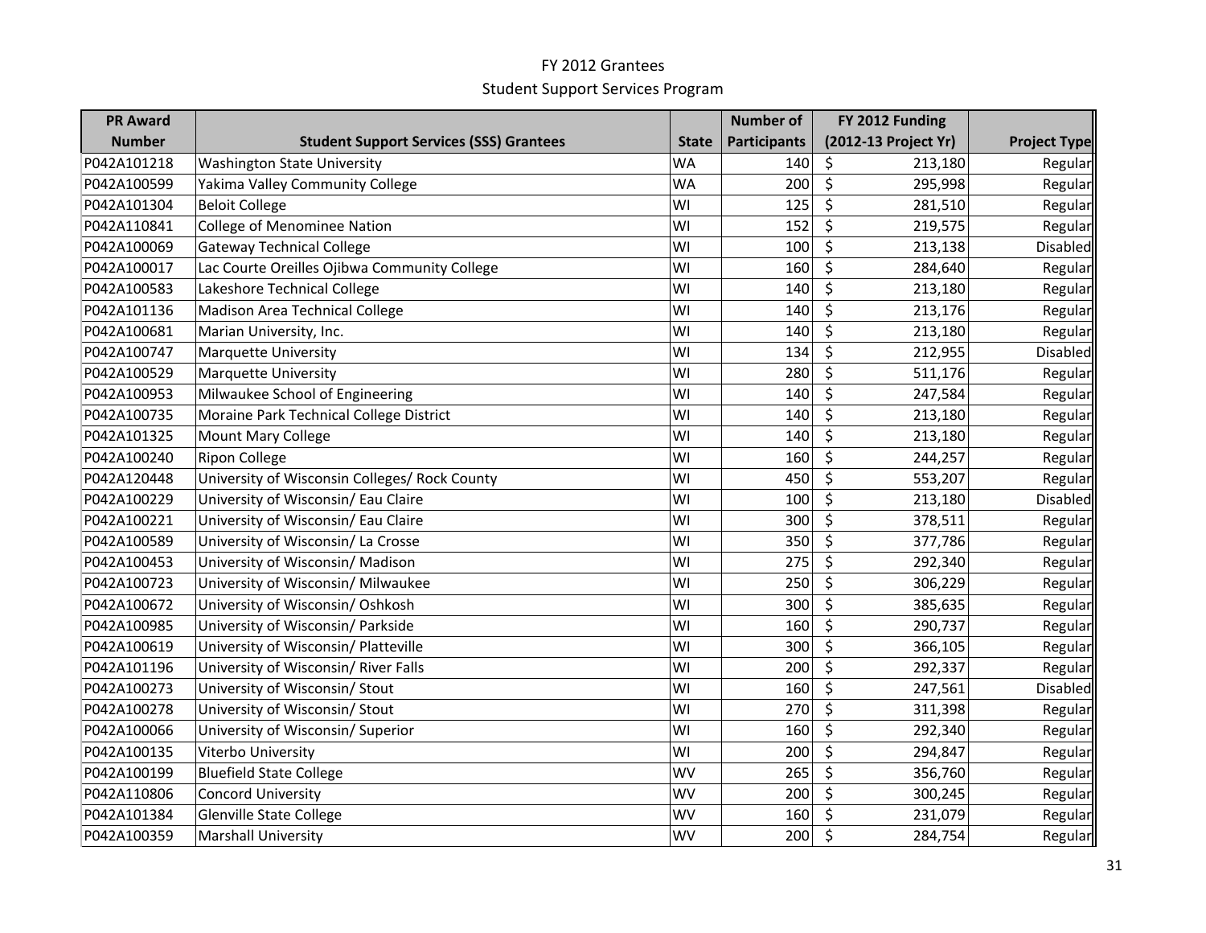# FY 2012 Grantees

## Student Support Services Program

| PR Award Number | Student Support Services (SSS) Grantees | State | Number of Participants | FY 2012 Funding (2012-13 Project Yr) | Project Type |
|---|---|---|---|---|---|
| P042A101218 | Washington State University | WA | 140 | $ 213,180 | Regular |
| P042A100599 | Yakima Valley Community College | WA | 200 | $ 295,998 | Regular |
| P042A101304 | Beloit College | WI | 125 | $ 281,510 | Regular |
| P042A110841 | College of Menominee Nation | WI | 152 | $ 219,575 | Regular |
| P042A100069 | Gateway Technical College | WI | 100 | $ 213,138 | Disabled |
| P042A100017 | Lac Courte Oreilles Ojibwa Community College | WI | 160 | $ 284,640 | Regular |
| P042A100583 | Lakeshore Technical College | WI | 140 | $ 213,180 | Regular |
| P042A101136 | Madison Area Technical College | WI | 140 | $ 213,176 | Regular |
| P042A100681 | Marian University, Inc. | WI | 140 | $ 213,180 | Regular |
| P042A100747 | Marquette University | WI | 134 | $ 212,955 | Disabled |
| P042A100529 | Marquette University | WI | 280 | $ 511,176 | Regular |
| P042A100953 | Milwaukee School of Engineering | WI | 140 | $ 247,584 | Regular |
| P042A100735 | Moraine Park Technical College District | WI | 140 | $ 213,180 | Regular |
| P042A101325 | Mount Mary College | WI | 140 | $ 213,180 | Regular |
| P042A100240 | Ripon College | WI | 160 | $ 244,257 | Regular |
| P042A120448 | University of Wisconsin Colleges/ Rock County | WI | 450 | $ 553,207 | Regular |
| P042A100229 | University of Wisconsin/ Eau Claire | WI | 100 | $ 213,180 | Disabled |
| P042A100221 | University of Wisconsin/ Eau Claire | WI | 300 | $ 378,511 | Regular |
| P042A100589 | University of Wisconsin/ La Crosse | WI | 350 | $ 377,786 | Regular |
| P042A100453 | University of Wisconsin/ Madison | WI | 275 | $ 292,340 | Regular |
| P042A100723 | University of Wisconsin/ Milwaukee | WI | 250 | $ 306,229 | Regular |
| P042A100672 | University of Wisconsin/ Oshkosh | WI | 300 | $ 385,635 | Regular |
| P042A100985 | University of Wisconsin/ Parkside | WI | 160 | $ 290,737 | Regular |
| P042A100619 | University of Wisconsin/ Platteville | WI | 300 | $ 366,105 | Regular |
| P042A101196 | University of Wisconsin/ River Falls | WI | 200 | $ 292,337 | Regular |
| P042A100273 | University of Wisconsin/ Stout | WI | 160 | $ 247,561 | Disabled |
| P042A100278 | University of Wisconsin/ Stout | WI | 270 | $ 311,398 | Regular |
| P042A100066 | University of Wisconsin/ Superior | WI | 160 | $ 292,340 | Regular |
| P042A100135 | Viterbo University | WI | 200 | $ 294,847 | Regular |
| P042A100199 | Bluefield State College | WV | 265 | $ 356,760 | Regular |
| P042A110806 | Concord University | WV | 200 | $ 300,245 | Regular |
| P042A101384 | Glenville State College | WV | 160 | $ 231,079 | Regular |
| P042A100359 | Marshall University | WV | 200 | $ 284,754 | Regular |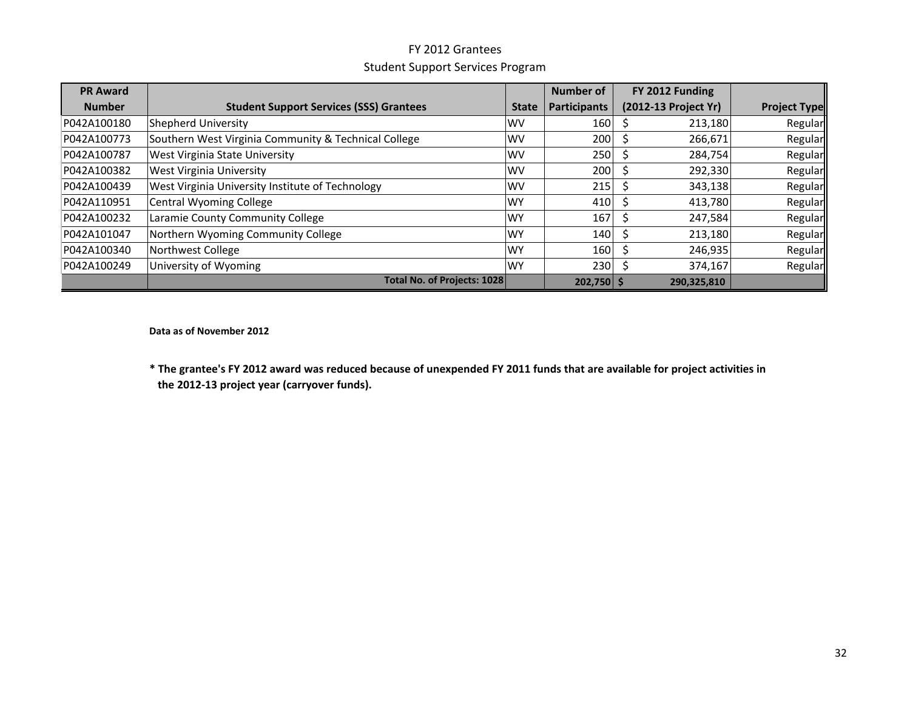FY 2012 Grantees

Student Support Services Program

| PR Award Number | Student Support Services (SSS) Grantees | State | Number of Participants | FY 2012 Funding (2012-13 Project Yr) | Project Type |
|---|---|---|---|---|---|
| P042A100180 | Shepherd University | WV | 160 | $ 213,180 | Regular |
| P042A100773 | Southern West Virginia Community & Technical College | WV | 200 | $ 266,671 | Regular |
| P042A100787 | West Virginia State University | WV | 250 | $ 284,754 | Regular |
| P042A100382 | West Virginia University | WV | 200 | $ 292,330 | Regular |
| P042A100439 | West Virginia University Institute of Technology | WV | 215 | $ 343,138 | Regular |
| P042A110951 | Central Wyoming College | WY | 410 | $ 413,780 | Regular |
| P042A100232 | Laramie County Community College | WY | 167 | $ 247,584 | Regular |
| P042A101047 | Northern Wyoming Community College | WY | 140 | $ 213,180 | Regular |
| P042A100340 | Northwest College | WY | 160 | $ 246,935 | Regular |
| P042A100249 | University of Wyoming | WY | 230 | $ 374,167 | Regular |
| | **Total No. of Projects: 1028** | | **202,750** | **$ 290,325,810** | |

**Data as of November 2012**

**\* The grantee's FY 2012 award was reduced because of unexpended FY 2011 funds that are available for project activities in the 2012-13 project year (carryover funds).**